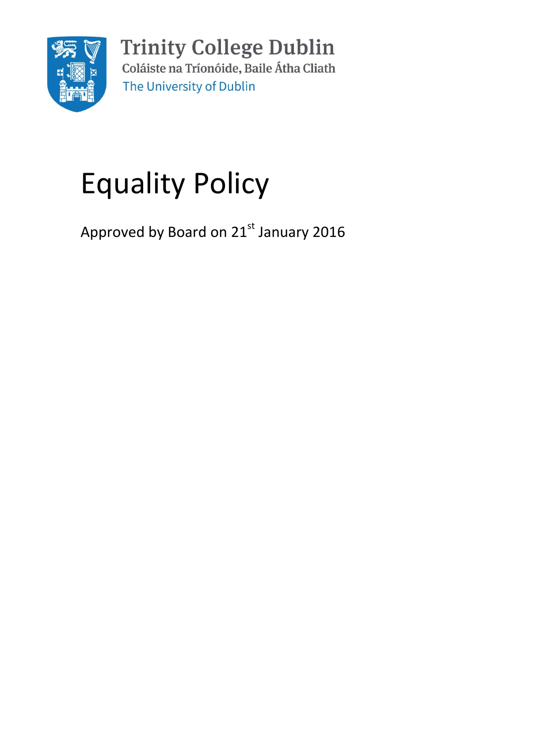Trinity College Dublin
Coláiste na Tríonóide, Baile Átha Cliath
The University of Dublin

# Equality Policy

Approved by Board on 21st January 2016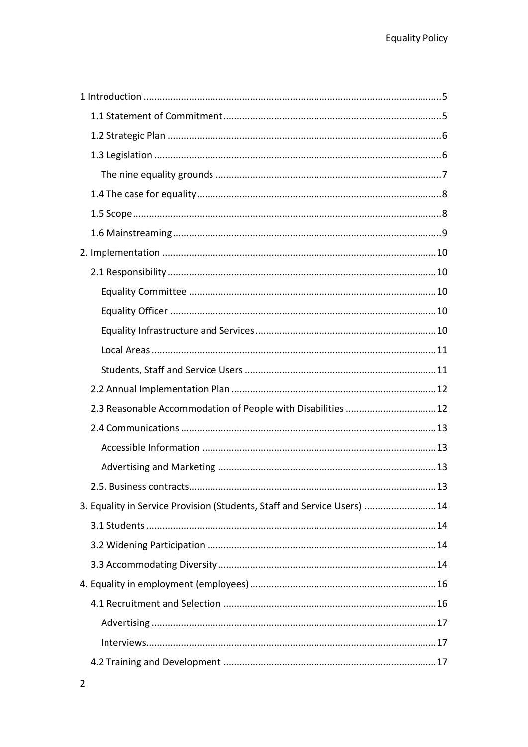- 1 Introduction ... 5
  - 1.1 Statement of Commitment ... 5
  - 1.2 Strategic Plan ... 6
  - 1.3 Legislation ... 6
    - The nine equality grounds ... 7
  - 1.4 The case for equality ... 8
  - 1.5 Scope ... 8
  - 1.6 Mainstreaming ... 9
- 2. Implementation ... 10
  - 2.1 Responsibility ... 10
    - Equality Committee ... 10
    - Equality Officer ... 10
    - Equality Infrastructure and Services ... 10
    - Local Areas ... 11
    - Students, Staff and Service Users ... 11
  - 2.2 Annual Implementation Plan ... 12
  - 2.3 Reasonable Accommodation of People with Disabilities ... 12
  - 2.4 Communications ... 13
    - Accessible Information ... 13
    - Advertising and Marketing ... 13
  - 2.5. Business contracts ... 13
- 3. Equality in Service Provision (Students, Staff and Service Users) ... 14
  - 3.1 Students ... 14
  - 3.2 Widening Participation ... 14
  - 3.3 Accommodating Diversity ... 14
- 4. Equality in employment (employees) ... 16
  - 4.1 Recruitment and Selection ... 16
    - Advertising ... 17
    - Interviews ... 17
  - 4.2 Training and Development ... 17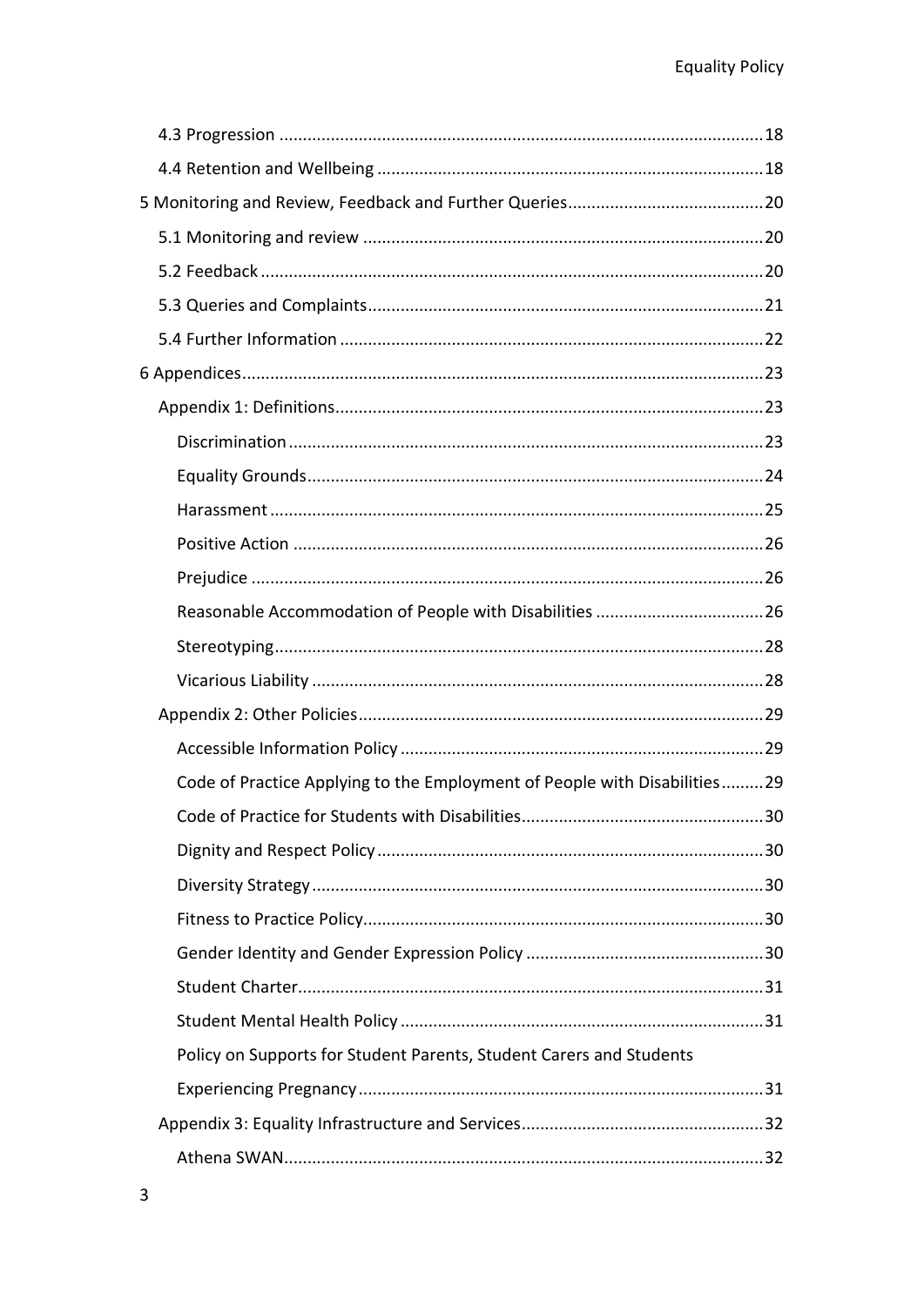- 4.3 Progression ........ 18
- 4.4 Retention and Wellbeing ........ 18

5 Monitoring and Review, Feedback and Further Queries ........ 20

- 5.1 Monitoring and review ........ 20
- 5.2 Feedback ........ 20
- 5.3 Queries and Complaints ........ 21
- 5.4 Further Information ........ 22

6 Appendices ........ 23

- Appendix 1: Definitions ........ 23
  - Discrimination ........ 23
  - Equality Grounds ........ 24
  - Harassment ........ 25
  - Positive Action ........ 26
  - Prejudice ........ 26
  - Reasonable Accommodation of People with Disabilities ........ 26
  - Stereotyping ........ 28
  - Vicarious Liability ........ 28
- Appendix 2: Other Policies ........ 29
  - Accessible Information Policy ........ 29
  - Code of Practice Applying to the Employment of People with Disabilities ........ 29
  - Code of Practice for Students with Disabilities ........ 30
  - Dignity and Respect Policy ........ 30
  - Diversity Strategy ........ 30
  - Fitness to Practice Policy ........ 30
  - Gender Identity and Gender Expression Policy ........ 30
  - Student Charter ........ 31
  - Student Mental Health Policy ........ 31
  - Policy on Supports for Student Parents, Student Carers and Students Experiencing Pregnancy ........ 31
- Appendix 3: Equality Infrastructure and Services ........ 32
  - Athena SWAN ........ 32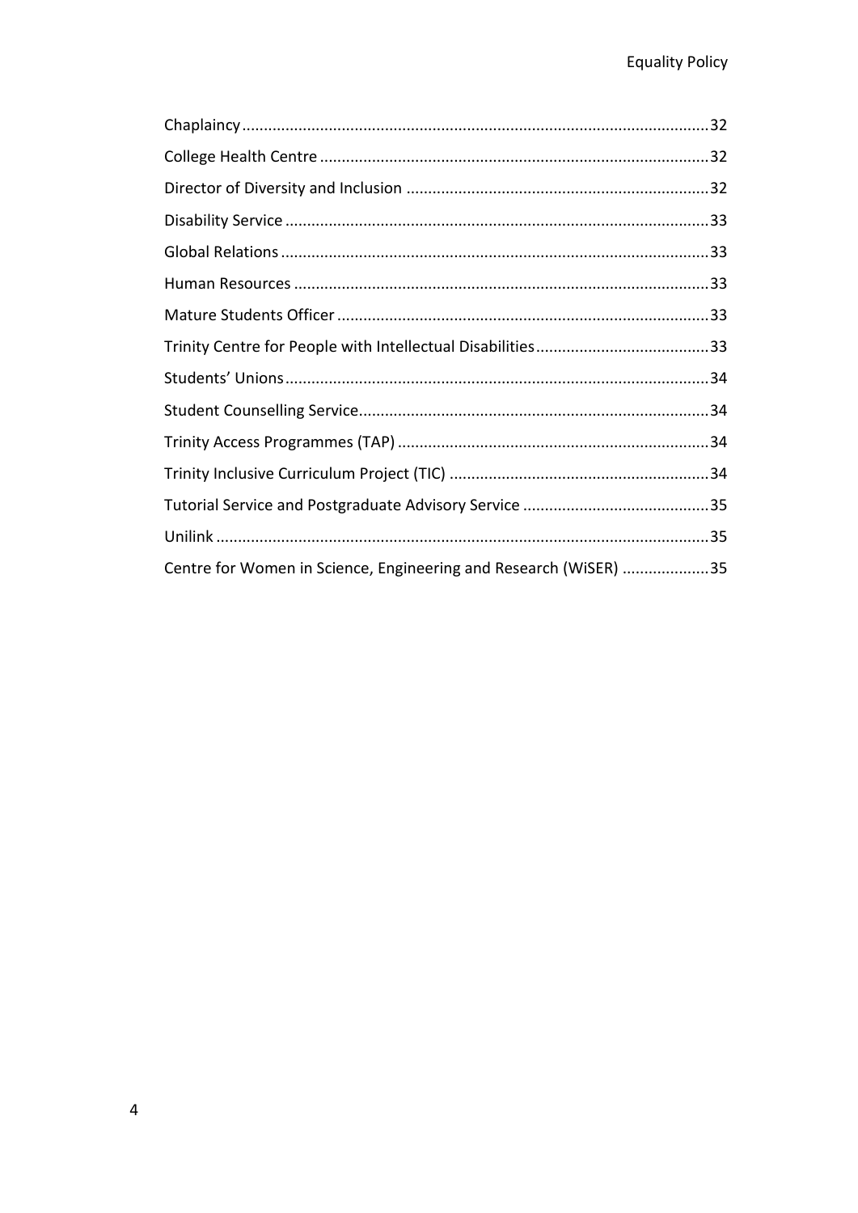Chaplaincy ... 32

College Health Centre ... 32

Director of Diversity and Inclusion ... 32

Disability Service ... 33

Global Relations ... 33

Human Resources ... 33

Mature Students Officer ... 33

Trinity Centre for People with Intellectual Disabilities ... 33

Students' Unions ... 34

Student Counselling Service ... 34

Trinity Access Programmes (TAP) ... 34

Trinity Inclusive Curriculum Project (TIC) ... 34

Tutorial Service and Postgraduate Advisory Service ... 35

Unilink ... 35

Centre for Women in Science, Engineering and Research (WiSER) ... 35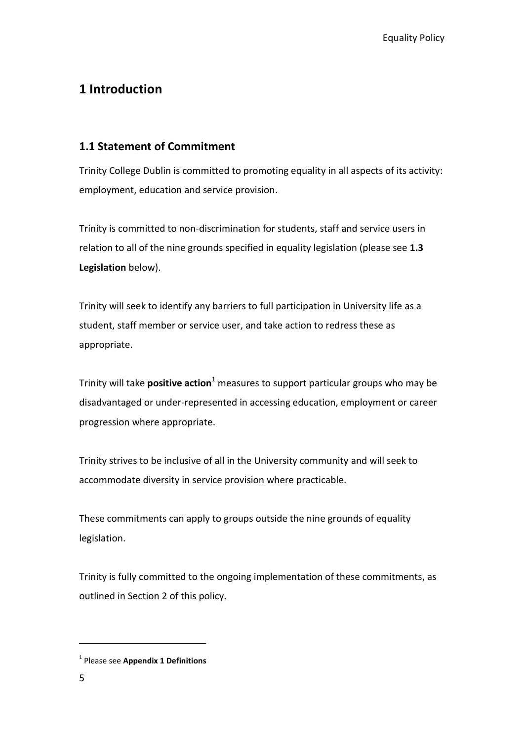# 1 Introduction

## 1.1 Statement of Commitment

Trinity College Dublin is committed to promoting equality in all aspects of its activity: employment, education and service provision.

Trinity is committed to non-discrimination for students, staff and service users in relation to all of the nine grounds specified in equality legislation (please see **1.3 Legislation** below).

Trinity will seek to identify any barriers to full participation in University life as a student, staff member or service user, and take action to redress these as appropriate.

Trinity will take **positive action**[1] measures to support particular groups who may be disadvantaged or under-represented in accessing education, employment or career progression where appropriate.

Trinity strives to be inclusive of all in the University community and will seek to accommodate diversity in service provision where practicable.

These commitments can apply to groups outside the nine grounds of equality legislation.

Trinity is fully committed to the ongoing implementation of these commitments, as outlined in Section 2 of this policy.

---

[1] Please see **Appendix 1 Definitions**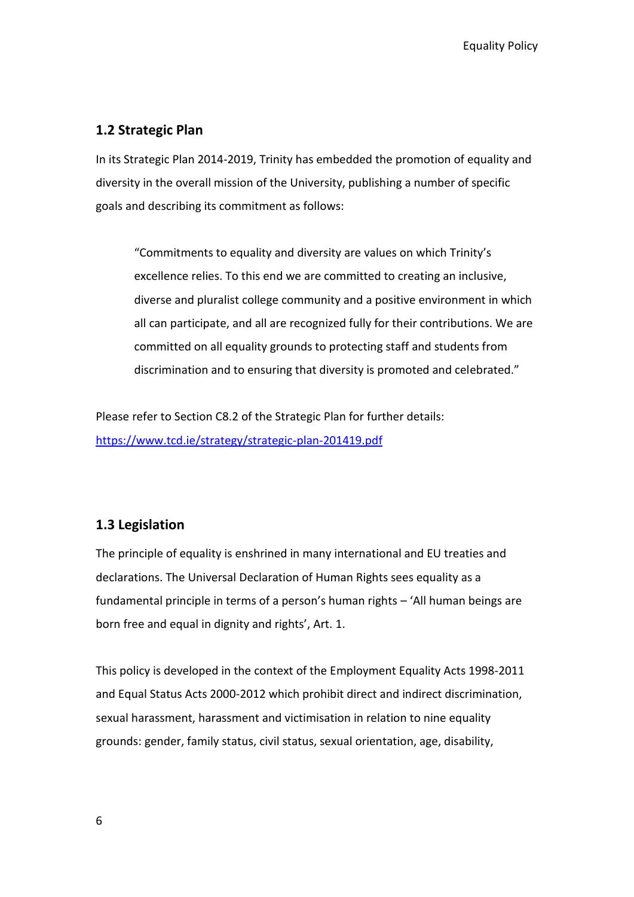## 1.2 Strategic Plan

In its Strategic Plan 2014-2019, Trinity has embedded the promotion of equality and diversity in the overall mission of the University, publishing a number of specific goals and describing its commitment as follows:

> "Commitments to equality and diversity are values on which Trinity's excellence relies. To this end we are committed to creating an inclusive, diverse and pluralist college community and a positive environment in which all can participate, and all are recognized fully for their contributions. We are committed on all equality grounds to protecting staff and students from discrimination and to ensuring that diversity is promoted and celebrated."

Please refer to Section C8.2 of the Strategic Plan for further details: https://www.tcd.ie/strategy/strategic-plan-201419.pdf

## 1.3 Legislation

The principle of equality is enshrined in many international and EU treaties and declarations. The Universal Declaration of Human Rights sees equality as a fundamental principle in terms of a person's human rights – 'All human beings are born free and equal in dignity and rights', Art. 1.

This policy is developed in the context of the Employment Equality Acts 1998-2011 and Equal Status Acts 2000-2012 which prohibit direct and indirect discrimination, sexual harassment, harassment and victimisation in relation to nine equality grounds: gender, family status, civil status, sexual orientation, age, disability,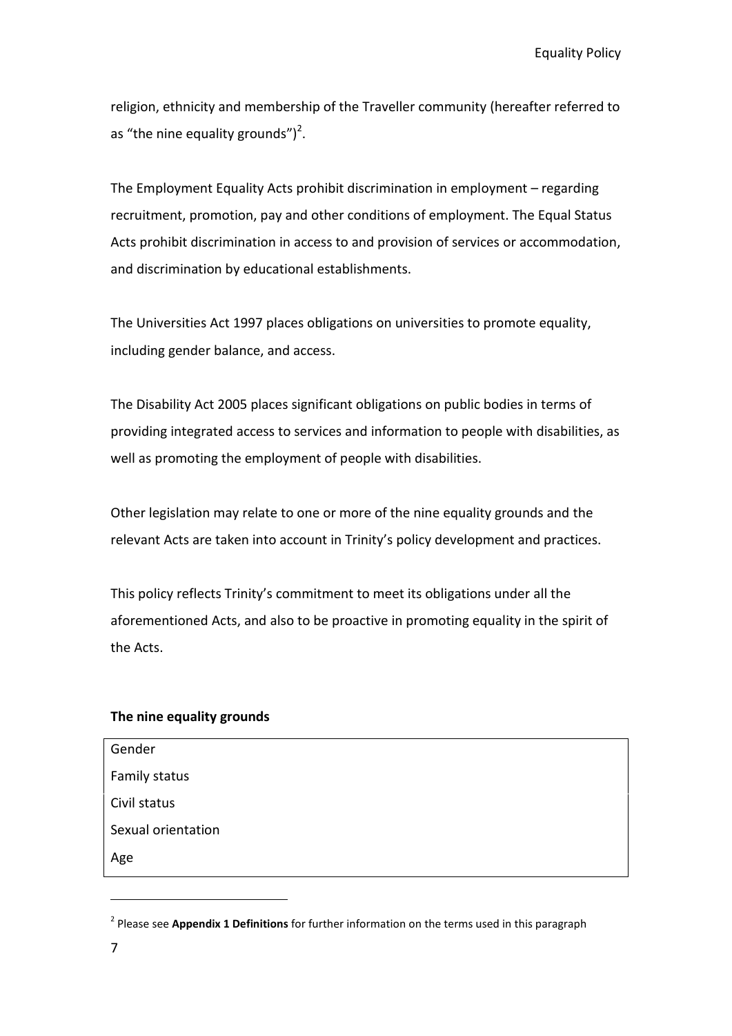religion, ethnicity and membership of the Traveller community (hereafter referred to as “the nine equality grounds”)[2].

The Employment Equality Acts prohibit discrimination in employment – regarding recruitment, promotion, pay and other conditions of employment. The Equal Status Acts prohibit discrimination in access to and provision of services or accommodation, and discrimination by educational establishments.

The Universities Act 1997 places obligations on universities to promote equality, including gender balance, and access.

The Disability Act 2005 places significant obligations on public bodies in terms of providing integrated access to services and information to people with disabilities, as well as promoting the employment of people with disabilities.

Other legislation may relate to one or more of the nine equality grounds and the relevant Acts are taken into account in Trinity’s policy development and practices.

This policy reflects Trinity’s commitment to meet its obligations under all the aforementioned Acts, and also to be proactive in promoting equality in the spirit of the Acts.

**The nine equality grounds**

| |
|---|
| Gender |
| Family status |
| Civil status |
| Sexual orientation |
| Age |

[2] Please see **Appendix 1 Definitions** for further information on the terms used in this paragraph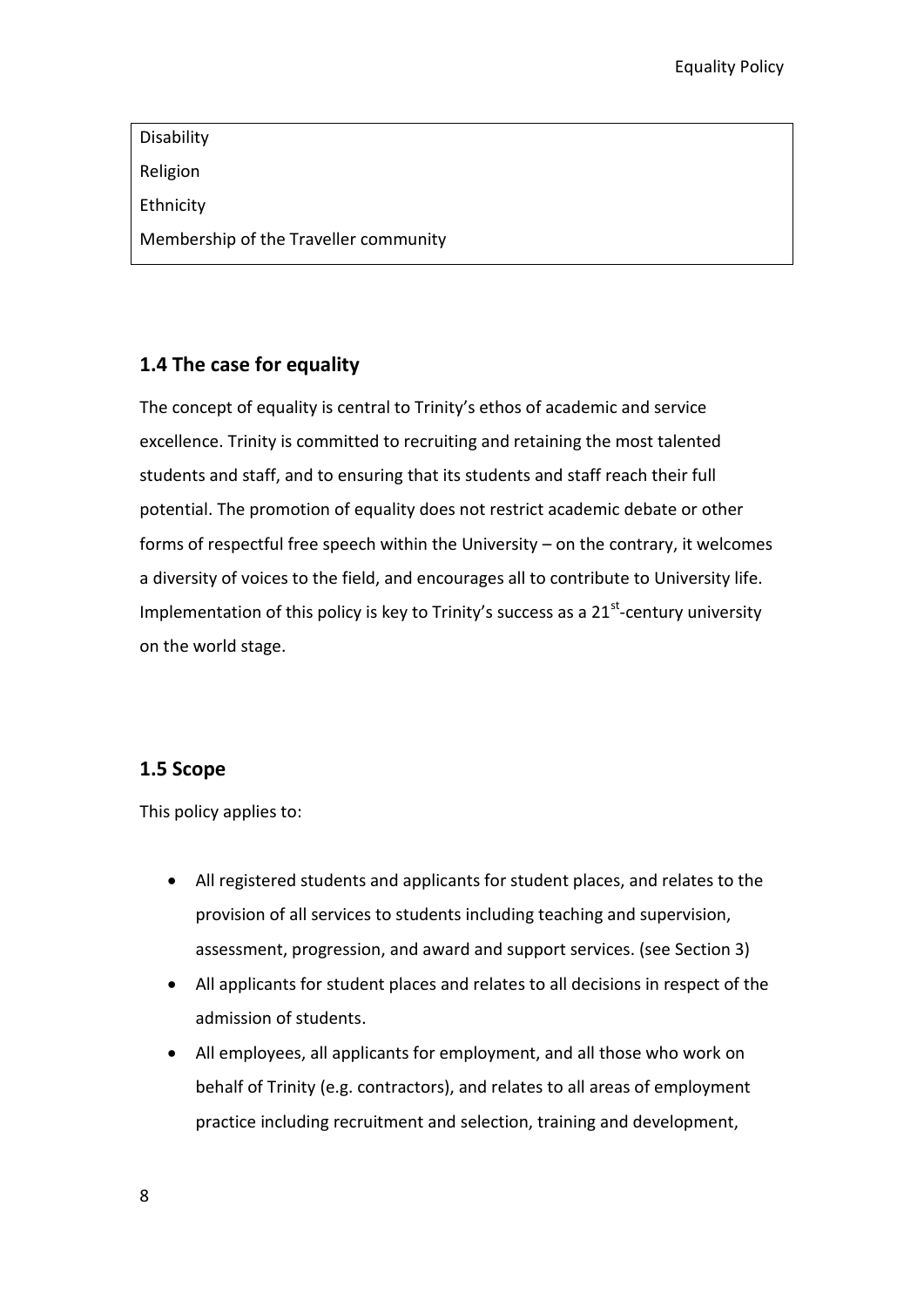| Disability |
|---|
| Religion |
| Ethnicity |
| Membership of the Traveller community |

## 1.4 The case for equality

The concept of equality is central to Trinity's ethos of academic and service excellence. Trinity is committed to recruiting and retaining the most talented students and staff, and to ensuring that its students and staff reach their full potential. The promotion of equality does not restrict academic debate or other forms of respectful free speech within the University – on the contrary, it welcomes a diversity of voices to the field, and encourages all to contribute to University life. Implementation of this policy is key to Trinity's success as a 21st-century university on the world stage.

## 1.5 Scope

This policy applies to:

- All registered students and applicants for student places, and relates to the provision of all services to students including teaching and supervision, assessment, progression, and award and support services. (see Section 3)
- All applicants for student places and relates to all decisions in respect of the admission of students.
- All employees, all applicants for employment, and all those who work on behalf of Trinity (e.g. contractors), and relates to all areas of employment practice including recruitment and selection, training and development,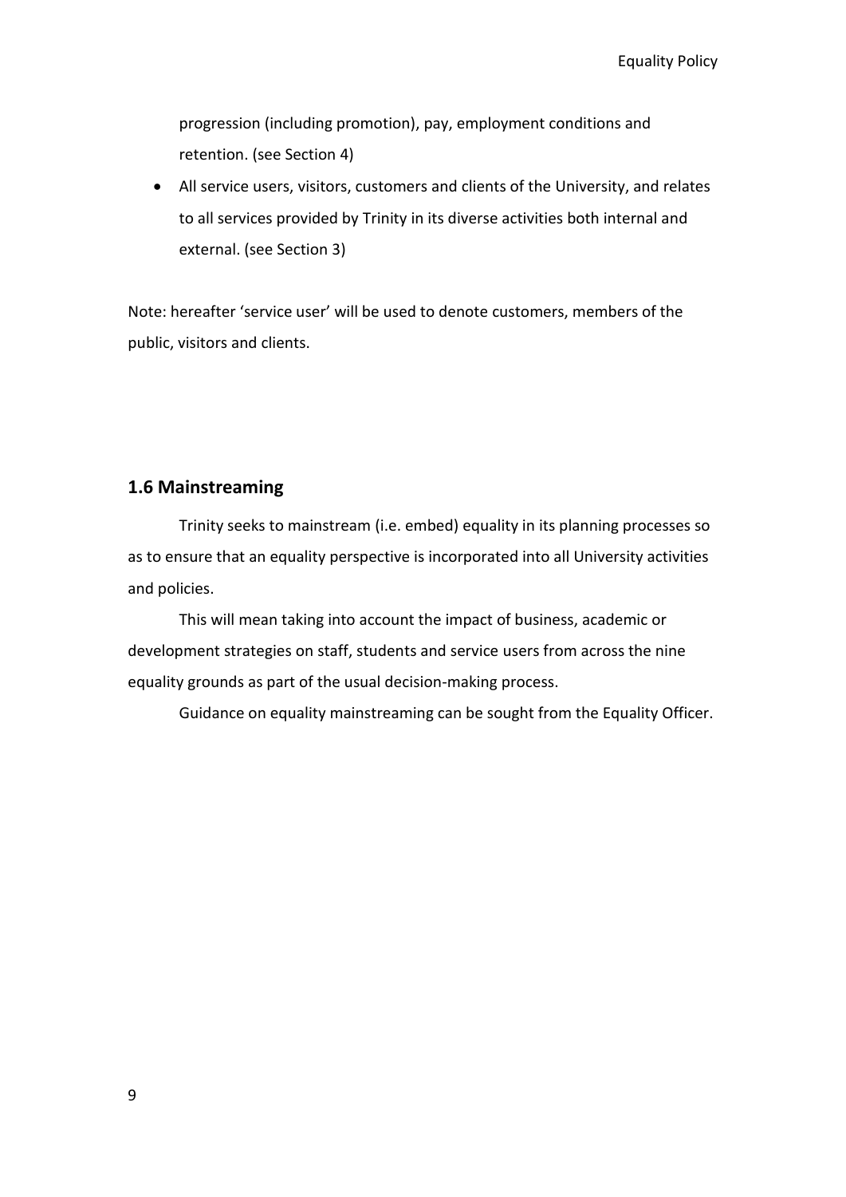progression (including promotion), pay, employment conditions and retention. (see Section 4)

- All service users, visitors, customers and clients of the University, and relates to all services provided by Trinity in its diverse activities both internal and external. (see Section 3)

Note: hereafter 'service user' will be used to denote customers, members of the public, visitors and clients.

## 1.6 Mainstreaming

Trinity seeks to mainstream (i.e. embed) equality in its planning processes so as to ensure that an equality perspective is incorporated into all University activities and policies.

This will mean taking into account the impact of business, academic or development strategies on staff, students and service users from across the nine equality grounds as part of the usual decision-making process.

Guidance on equality mainstreaming can be sought from the Equality Officer.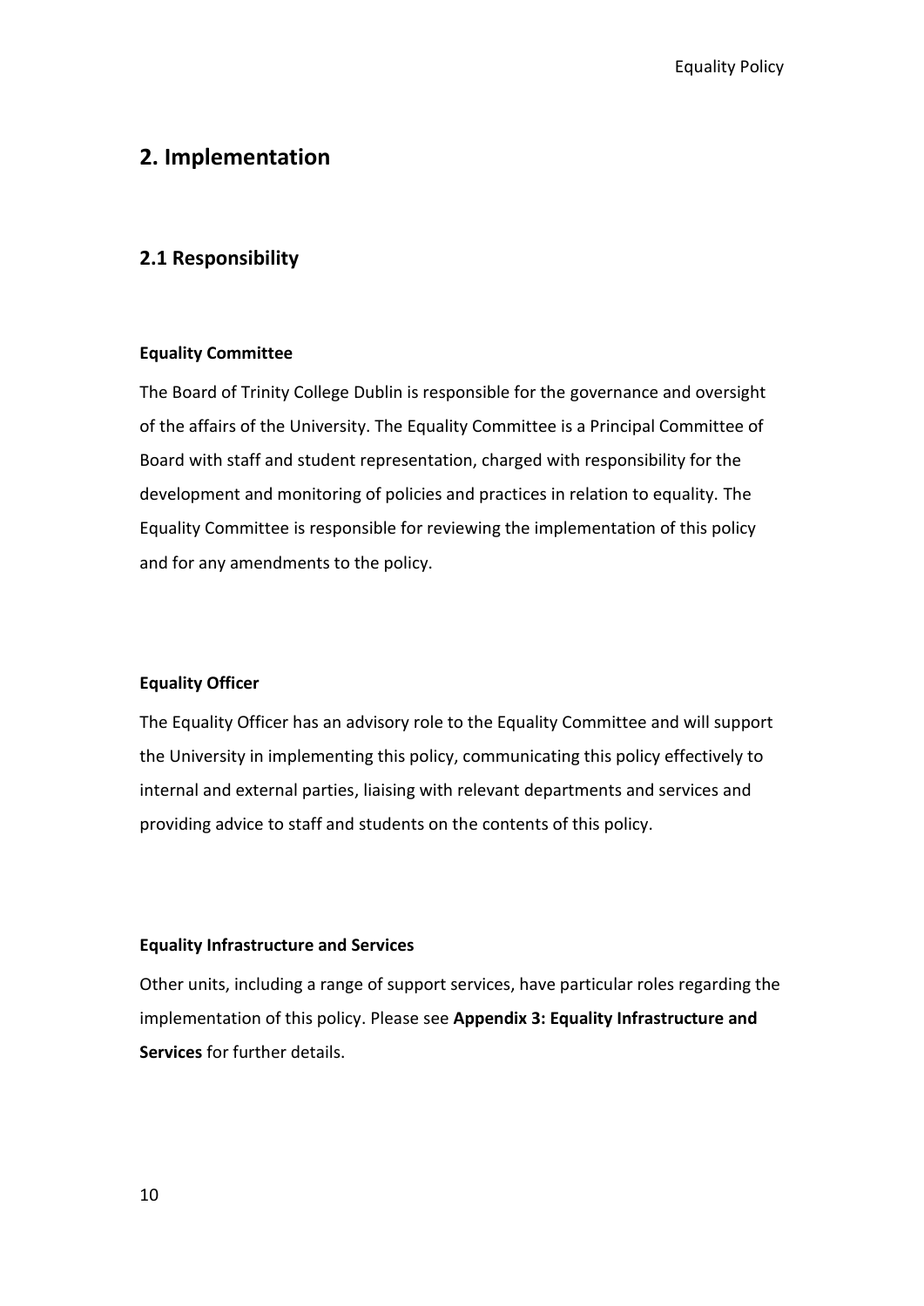## 2. Implementation

### 2.1 Responsibility

**Equality Committee**

The Board of Trinity College Dublin is responsible for the governance and oversight of the affairs of the University. The Equality Committee is a Principal Committee of Board with staff and student representation, charged with responsibility for the development and monitoring of policies and practices in relation to equality. The Equality Committee is responsible for reviewing the implementation of this policy and for any amendments to the policy.

**Equality Officer**

The Equality Officer has an advisory role to the Equality Committee and will support the University in implementing this policy, communicating this policy effectively to internal and external parties, liaising with relevant departments and services and providing advice to staff and students on the contents of this policy.

**Equality Infrastructure and Services**

Other units, including a range of support services, have particular roles regarding the implementation of this policy. Please see **Appendix 3: Equality Infrastructure and Services** for further details.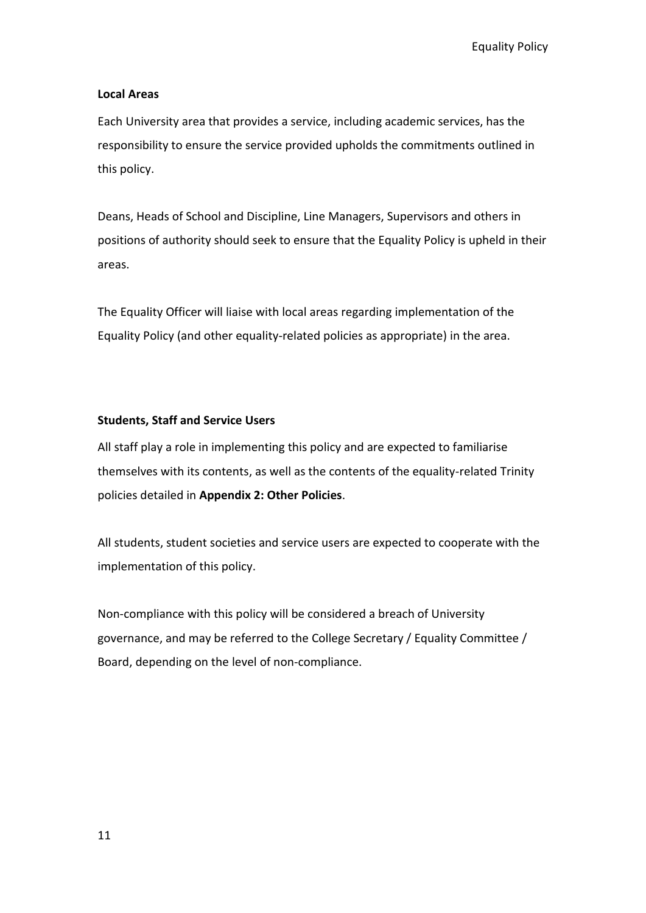**Local Areas**

Each University area that provides a service, including academic services, has the responsibility to ensure the service provided upholds the commitments outlined in this policy.

Deans, Heads of School and Discipline, Line Managers, Supervisors and others in positions of authority should seek to ensure that the Equality Policy is upheld in their areas.

The Equality Officer will liaise with local areas regarding implementation of the Equality Policy (and other equality-related policies as appropriate) in the area.

**Students, Staff and Service Users**

All staff play a role in implementing this policy and are expected to familiarise themselves with its contents, as well as the contents of the equality-related Trinity policies detailed in **Appendix 2: Other Policies**.

All students, student societies and service users are expected to cooperate with the implementation of this policy.

Non-compliance with this policy will be considered a breach of University governance, and may be referred to the College Secretary / Equality Committee / Board, depending on the level of non-compliance.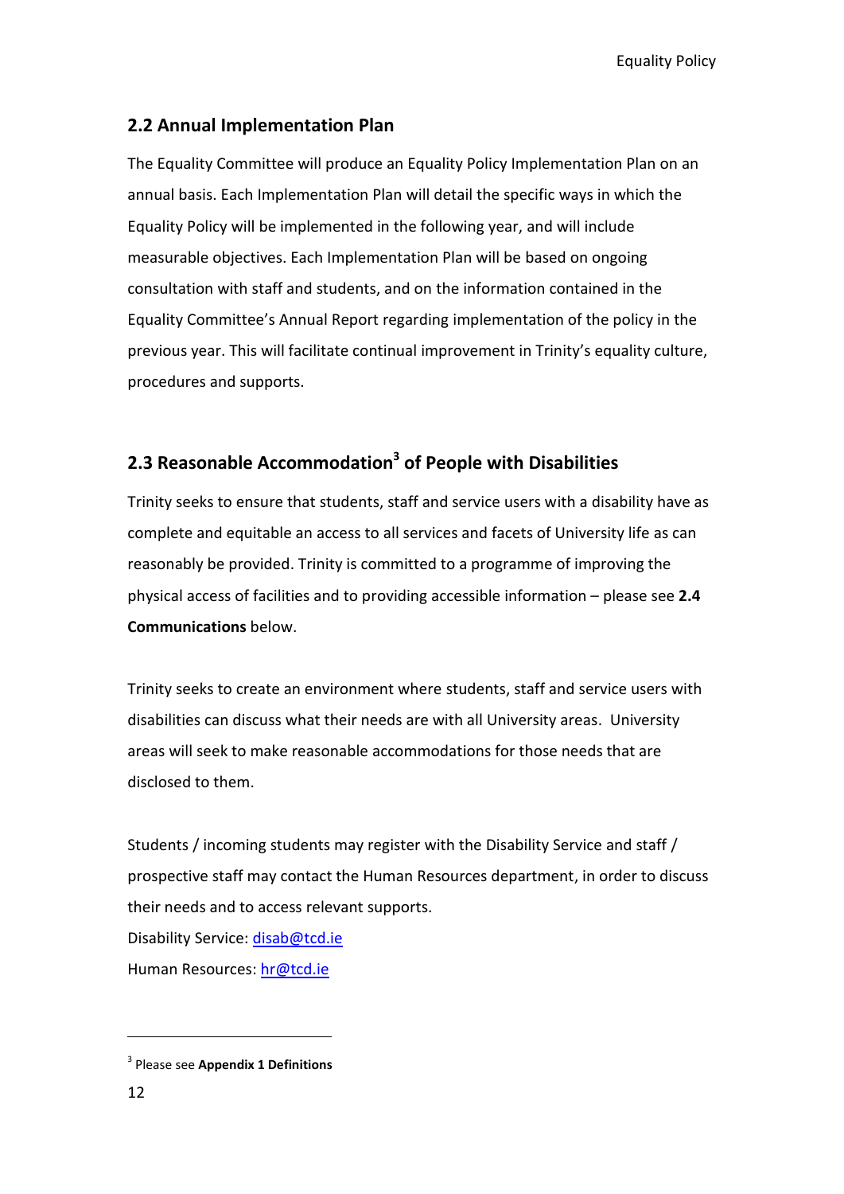## 2.2 Annual Implementation Plan

The Equality Committee will produce an Equality Policy Implementation Plan on an annual basis. Each Implementation Plan will detail the specific ways in which the Equality Policy will be implemented in the following year, and will include measurable objectives. Each Implementation Plan will be based on ongoing consultation with staff and students, and on the information contained in the Equality Committee's Annual Report regarding implementation of the policy in the previous year. This will facilitate continual improvement in Trinity's equality culture, procedures and supports.

## 2.3 Reasonable Accommodation[3] of People with Disabilities

Trinity seeks to ensure that students, staff and service users with a disability have as complete and equitable an access to all services and facets of University life as can reasonably be provided. Trinity is committed to a programme of improving the physical access of facilities and to providing accessible information – please see **2.4 Communications** below.

Trinity seeks to create an environment where students, staff and service users with disabilities can discuss what their needs are with all University areas. University areas will seek to make reasonable accommodations for those needs that are disclosed to them.

Students / incoming students may register with the Disability Service and staff / prospective staff may contact the Human Resources department, in order to discuss their needs and to access relevant supports.

Disability Service: disab@tcd.ie

Human Resources: hr@tcd.ie

[3] Please see **Appendix 1 Definitions**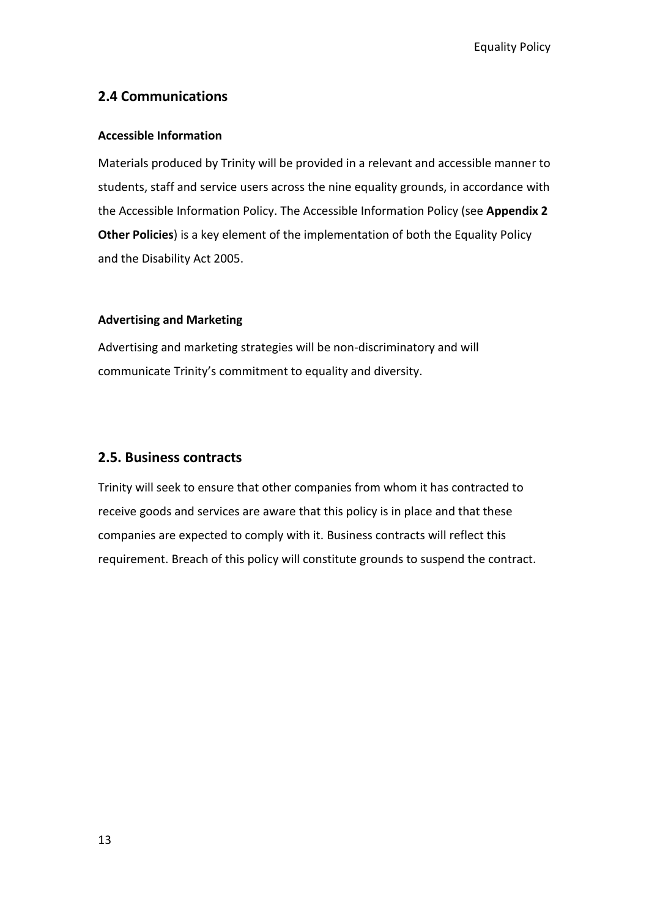## 2.4 Communications

**Accessible Information**

Materials produced by Trinity will be provided in a relevant and accessible manner to students, staff and service users across the nine equality grounds, in accordance with the Accessible Information Policy. The Accessible Information Policy (see **Appendix 2 Other Policies**) is a key element of the implementation of both the Equality Policy and the Disability Act 2005.

**Advertising and Marketing**

Advertising and marketing strategies will be non-discriminatory and will communicate Trinity's commitment to equality and diversity.

## 2.5. Business contracts

Trinity will seek to ensure that other companies from whom it has contracted to receive goods and services are aware that this policy is in place and that these companies are expected to comply with it. Business contracts will reflect this requirement. Breach of this policy will constitute grounds to suspend the contract.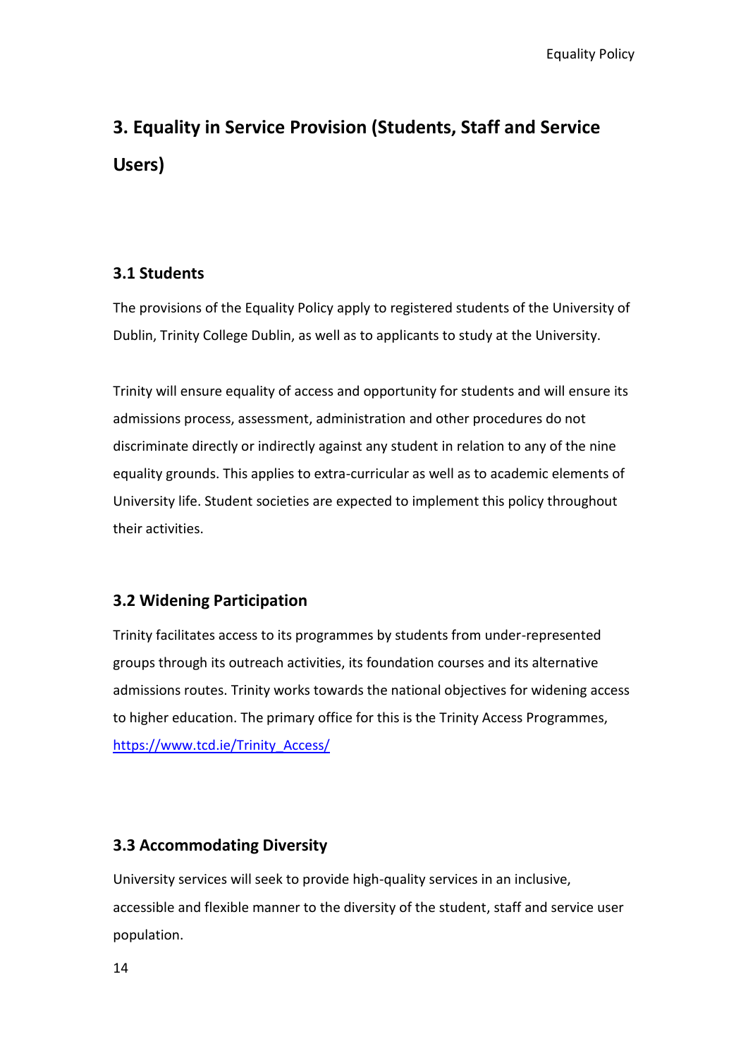# 3. Equality in Service Provision (Students, Staff and Service Users)

## 3.1 Students

The provisions of the Equality Policy apply to registered students of the University of Dublin, Trinity College Dublin, as well as to applicants to study at the University.

Trinity will ensure equality of access and opportunity for students and will ensure its admissions process, assessment, administration and other procedures do not discriminate directly or indirectly against any student in relation to any of the nine equality grounds. This applies to extra-curricular as well as to academic elements of University life. Student societies are expected to implement this policy throughout their activities.

## 3.2 Widening Participation

Trinity facilitates access to its programmes by students from under-represented groups through its outreach activities, its foundation courses and its alternative admissions routes. Trinity works towards the national objectives for widening access to higher education. The primary office for this is the Trinity Access Programmes, [https://www.tcd.ie/Trinity_Access/](https://www.tcd.ie/Trinity_Access/)

## 3.3 Accommodating Diversity

University services will seek to provide high-quality services in an inclusive, accessible and flexible manner to the diversity of the student, staff and service user population.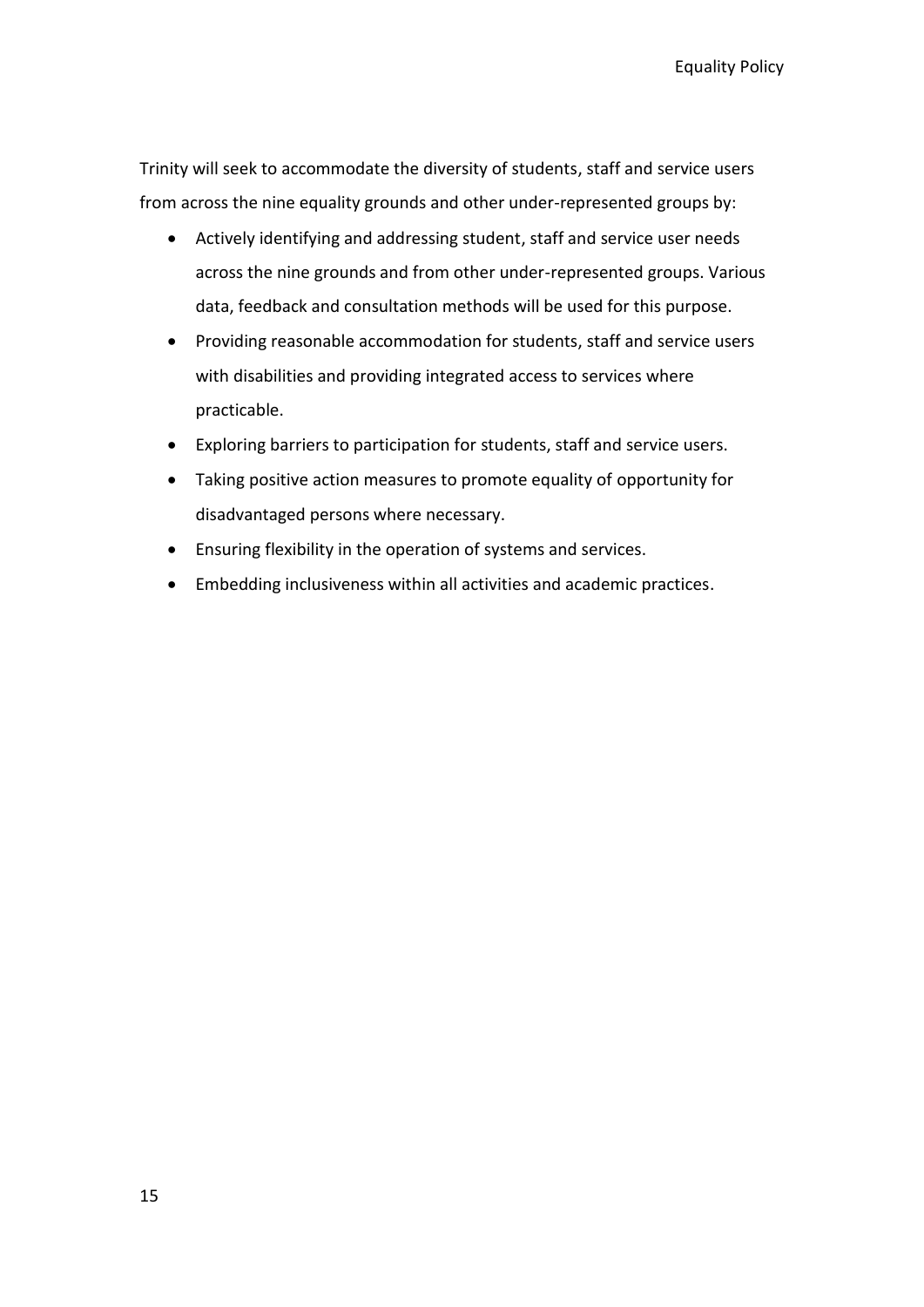Trinity will seek to accommodate the diversity of students, staff and service users from across the nine equality grounds and other under-represented groups by:

- Actively identifying and addressing student, staff and service user needs across the nine grounds and from other under-represented groups. Various data, feedback and consultation methods will be used for this purpose.
- Providing reasonable accommodation for students, staff and service users with disabilities and providing integrated access to services where practicable.
- Exploring barriers to participation for students, staff and service users.
- Taking positive action measures to promote equality of opportunity for disadvantaged persons where necessary.
- Ensuring flexibility in the operation of systems and services.
- Embedding inclusiveness within all activities and academic practices.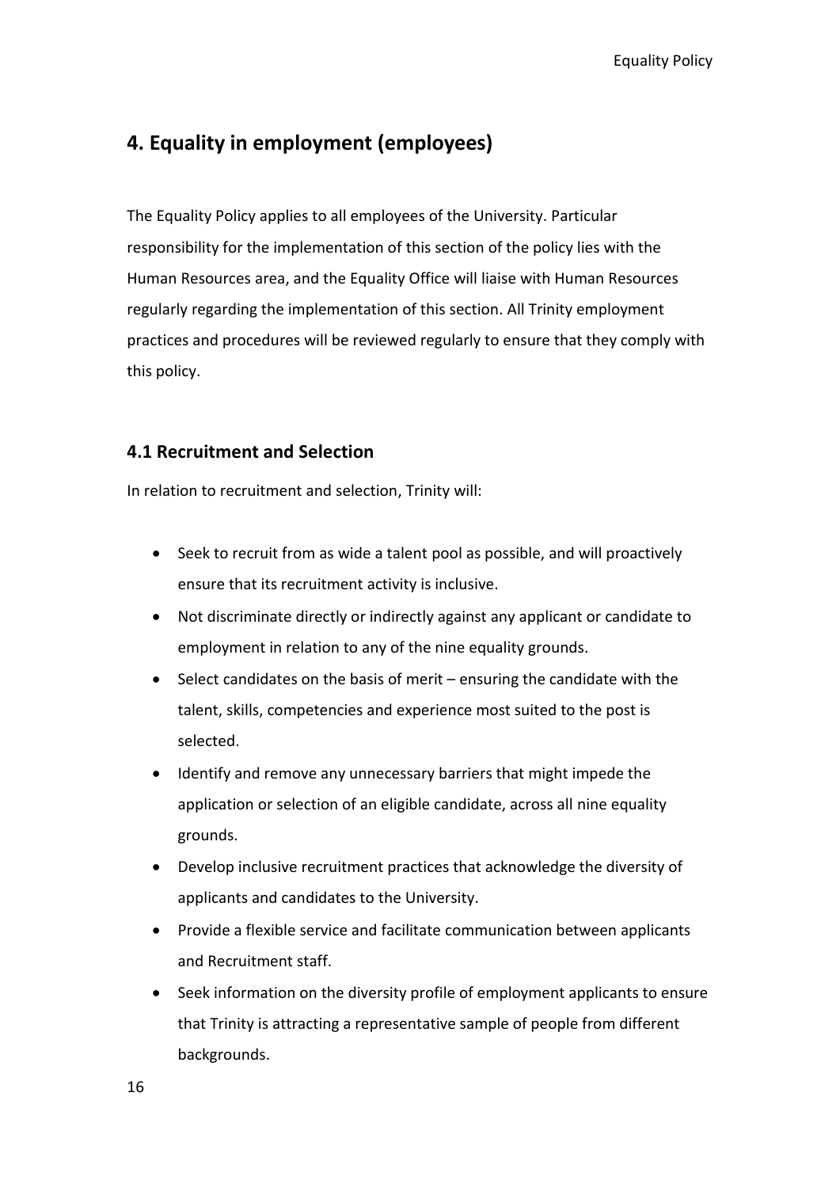## 4. Equality in employment (employees)

The Equality Policy applies to all employees of the University. Particular responsibility for the implementation of this section of the policy lies with the Human Resources area, and the Equality Office will liaise with Human Resources regularly regarding the implementation of this section. All Trinity employment practices and procedures will be reviewed regularly to ensure that they comply with this policy.

### 4.1 Recruitment and Selection

In relation to recruitment and selection, Trinity will:

- Seek to recruit from as wide a talent pool as possible, and will proactively ensure that its recruitment activity is inclusive.
- Not discriminate directly or indirectly against any applicant or candidate to employment in relation to any of the nine equality grounds.
- Select candidates on the basis of merit – ensuring the candidate with the talent, skills, competencies and experience most suited to the post is selected.
- Identify and remove any unnecessary barriers that might impede the application or selection of an eligible candidate, across all nine equality grounds.
- Develop inclusive recruitment practices that acknowledge the diversity of applicants and candidates to the University.
- Provide a flexible service and facilitate communication between applicants and Recruitment staff.
- Seek information on the diversity profile of employment applicants to ensure that Trinity is attracting a representative sample of people from different backgrounds.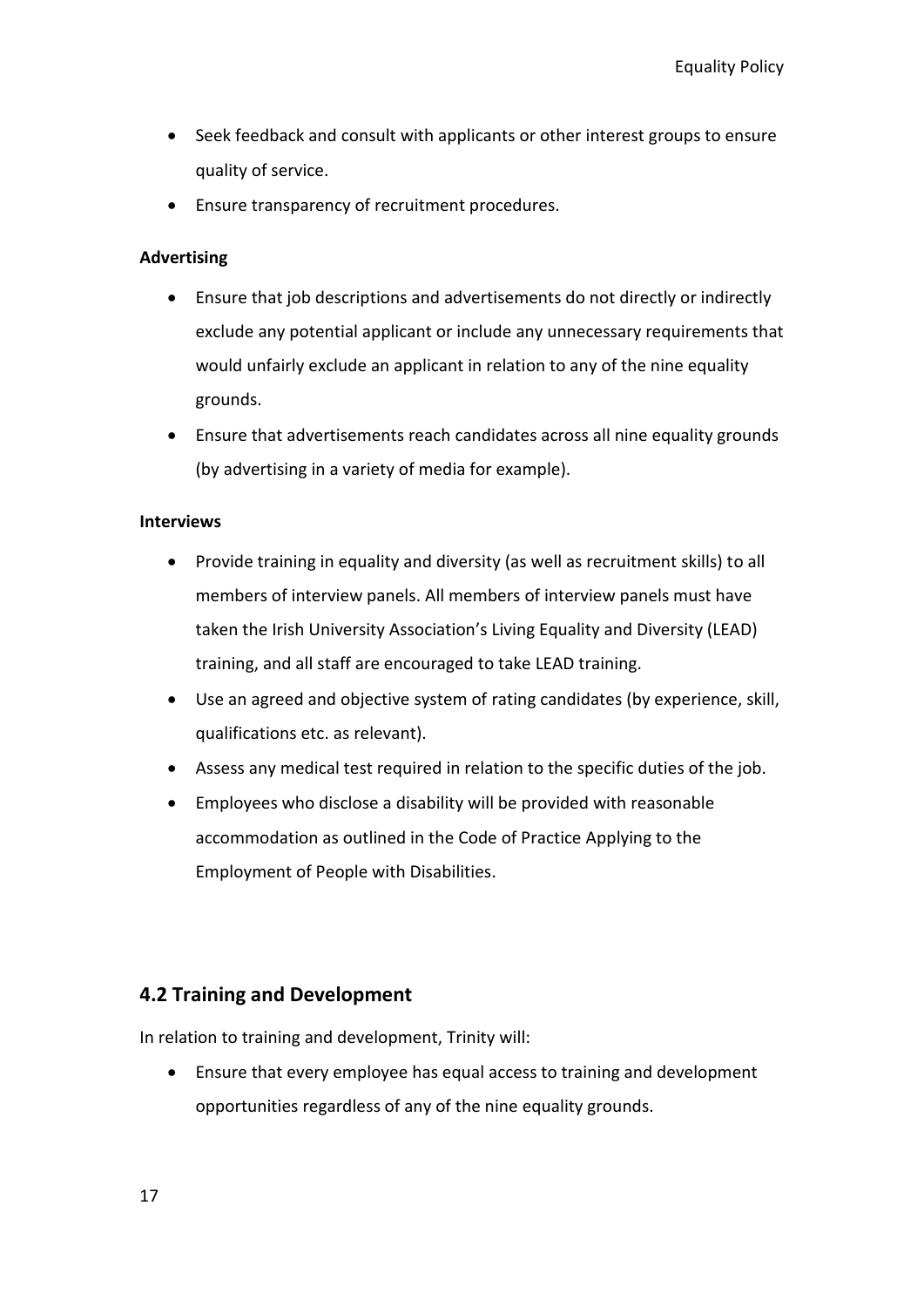- Seek feedback and consult with applicants or other interest groups to ensure quality of service.
- Ensure transparency of recruitment procedures.

**Advertising**

- Ensure that job descriptions and advertisements do not directly or indirectly exclude any potential applicant or include any unnecessary requirements that would unfairly exclude an applicant in relation to any of the nine equality grounds.
- Ensure that advertisements reach candidates across all nine equality grounds (by advertising in a variety of media for example).

**Interviews**

- Provide training in equality and diversity (as well as recruitment skills) to all members of interview panels. All members of interview panels must have taken the Irish University Association's Living Equality and Diversity (LEAD) training, and all staff are encouraged to take LEAD training.
- Use an agreed and objective system of rating candidates (by experience, skill, qualifications etc. as relevant).
- Assess any medical test required in relation to the specific duties of the job.
- Employees who disclose a disability will be provided with reasonable accommodation as outlined in the Code of Practice Applying to the Employment of People with Disabilities.

## 4.2 Training and Development

In relation to training and development, Trinity will:

- Ensure that every employee has equal access to training and development opportunities regardless of any of the nine equality grounds.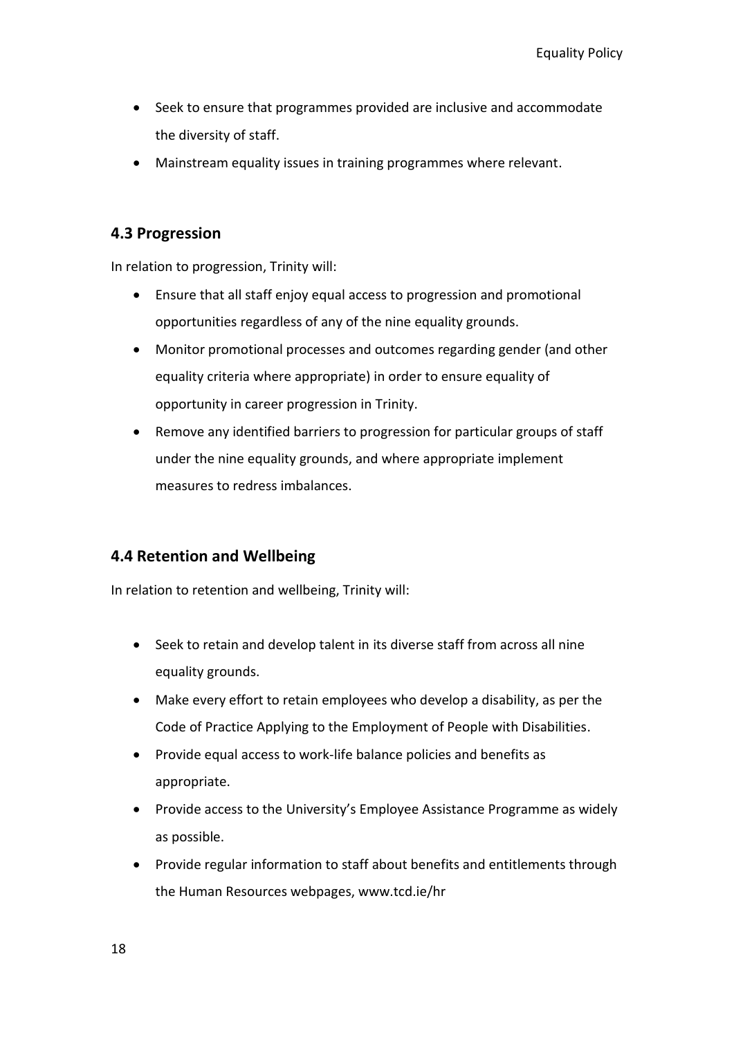- Seek to ensure that programmes provided are inclusive and accommodate the diversity of staff.
- Mainstream equality issues in training programmes where relevant.

### 4.3 Progression

In relation to progression, Trinity will:

- Ensure that all staff enjoy equal access to progression and promotional opportunities regardless of any of the nine equality grounds.
- Monitor promotional processes and outcomes regarding gender (and other equality criteria where appropriate) in order to ensure equality of opportunity in career progression in Trinity.
- Remove any identified barriers to progression for particular groups of staff under the nine equality grounds, and where appropriate implement measures to redress imbalances.

### 4.4 Retention and Wellbeing

In relation to retention and wellbeing, Trinity will:

- Seek to retain and develop talent in its diverse staff from across all nine equality grounds.
- Make every effort to retain employees who develop a disability, as per the Code of Practice Applying to the Employment of People with Disabilities.
- Provide equal access to work-life balance policies and benefits as appropriate.
- Provide access to the University's Employee Assistance Programme as widely as possible.
- Provide regular information to staff about benefits and entitlements through the Human Resources webpages, www.tcd.ie/hr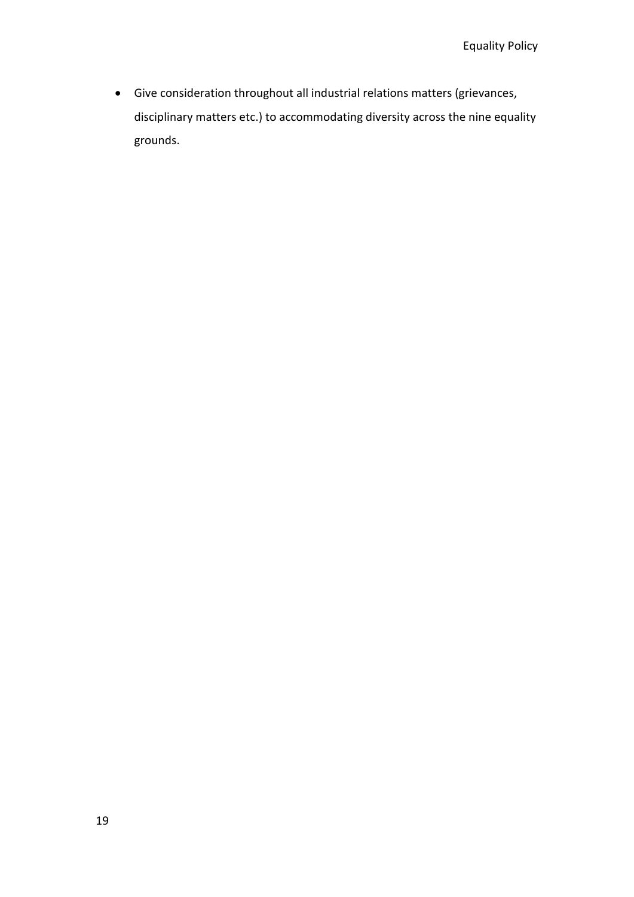- Give consideration throughout all industrial relations matters (grievances, disciplinary matters etc.) to accommodating diversity across the nine equality grounds.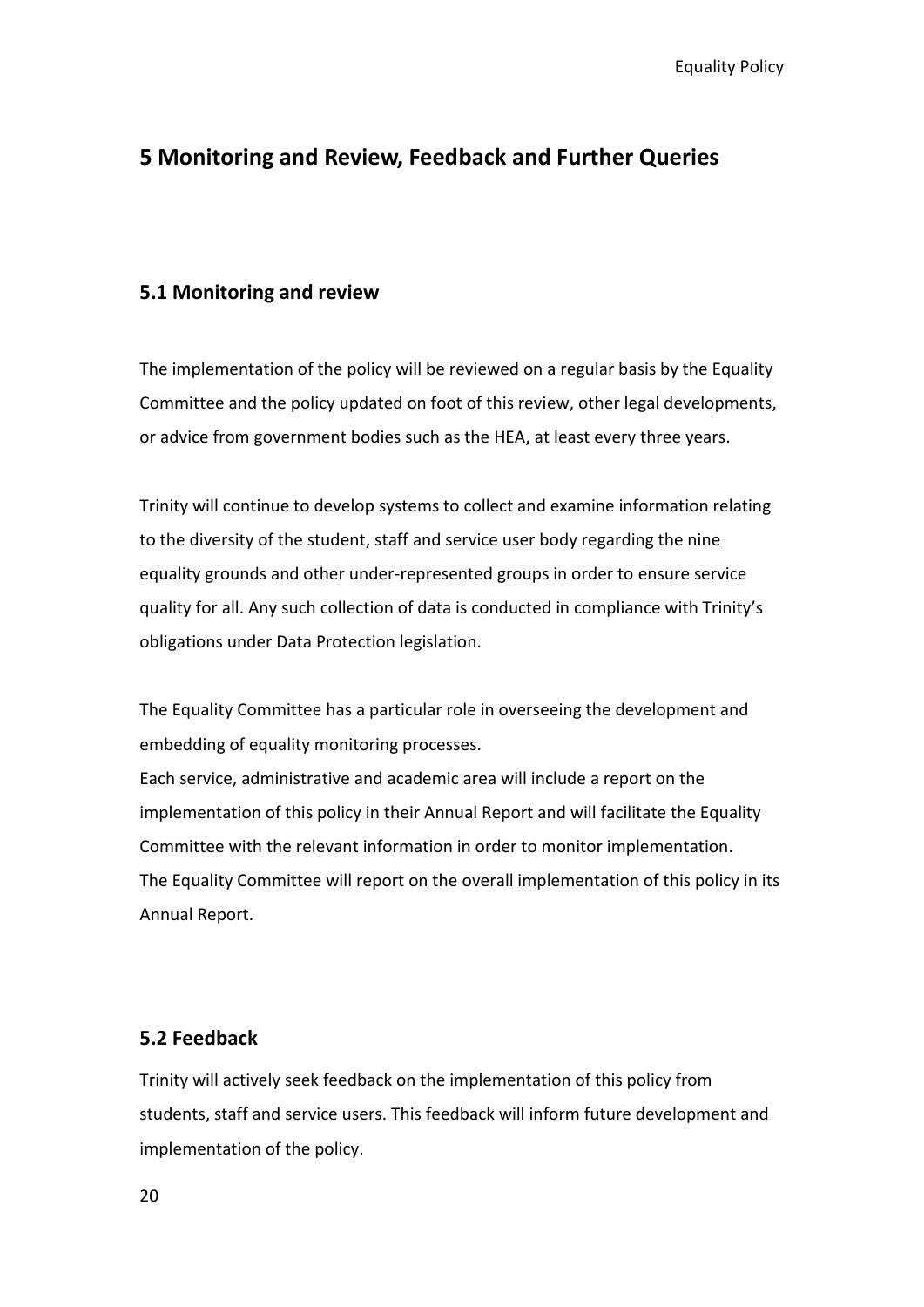## 5 Monitoring and Review, Feedback and Further Queries

### 5.1 Monitoring and review

The implementation of the policy will be reviewed on a regular basis by the Equality Committee and the policy updated on foot of this review, other legal developments, or advice from government bodies such as the HEA, at least every three years.

Trinity will continue to develop systems to collect and examine information relating to the diversity of the student, staff and service user body regarding the nine equality grounds and other under-represented groups in order to ensure service quality for all. Any such collection of data is conducted in compliance with Trinity's obligations under Data Protection legislation.

The Equality Committee has a particular role in overseeing the development and embedding of equality monitoring processes.

Each service, administrative and academic area will include a report on the implementation of this policy in their Annual Report and will facilitate the Equality Committee with the relevant information in order to monitor implementation.

The Equality Committee will report on the overall implementation of this policy in its Annual Report.

### 5.2 Feedback

Trinity will actively seek feedback on the implementation of this policy from students, staff and service users. This feedback will inform future development and implementation of the policy.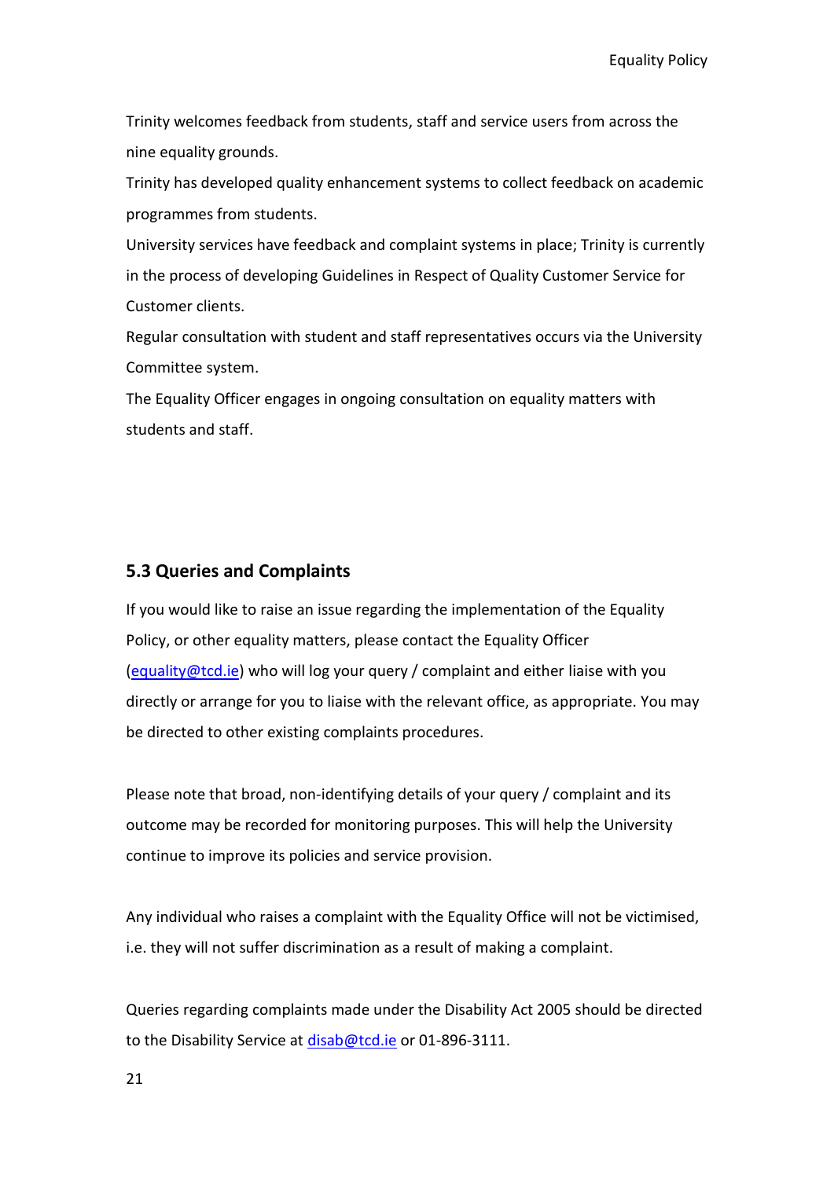Trinity welcomes feedback from students, staff and service users from across the nine equality grounds.

Trinity has developed quality enhancement systems to collect feedback on academic programmes from students.

University services have feedback and complaint systems in place; Trinity is currently in the process of developing Guidelines in Respect of Quality Customer Service for Customer clients.

Regular consultation with student and staff representatives occurs via the University Committee system.

The Equality Officer engages in ongoing consultation on equality matters with students and staff.

### 5.3 Queries and Complaints

If you would like to raise an issue regarding the implementation of the Equality Policy, or other equality matters, please contact the Equality Officer (equality@tcd.ie) who will log your query / complaint and either liaise with you directly or arrange for you to liaise with the relevant office, as appropriate. You may be directed to other existing complaints procedures.

Please note that broad, non-identifying details of your query / complaint and its outcome may be recorded for monitoring purposes. This will help the University continue to improve its policies and service provision.

Any individual who raises a complaint with the Equality Office will not be victimised, i.e. they will not suffer discrimination as a result of making a complaint.

Queries regarding complaints made under the Disability Act 2005 should be directed to the Disability Service at disab@tcd.ie or 01-896-3111.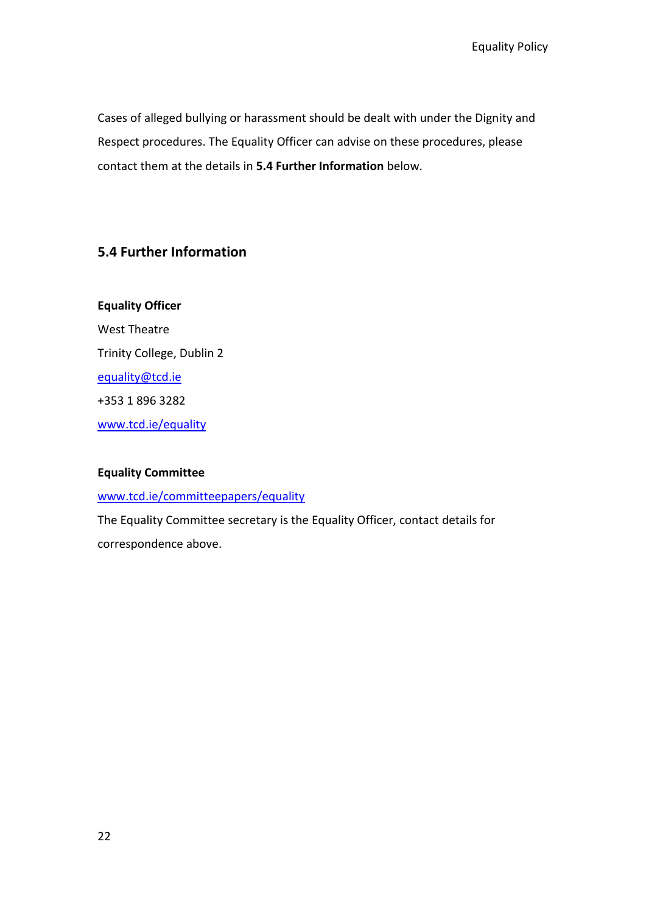Cases of alleged bullying or harassment should be dealt with under the Dignity and Respect procedures. The Equality Officer can advise on these procedures, please contact them at the details in **5.4 Further Information** below.

## 5.4 Further Information

**Equality Officer**

West Theatre

Trinity College, Dublin 2

equality@tcd.ie

+353 1 896 3282

www.tcd.ie/equality

**Equality Committee**

www.tcd.ie/committeepapers/equality

The Equality Committee secretary is the Equality Officer, contact details for correspondence above.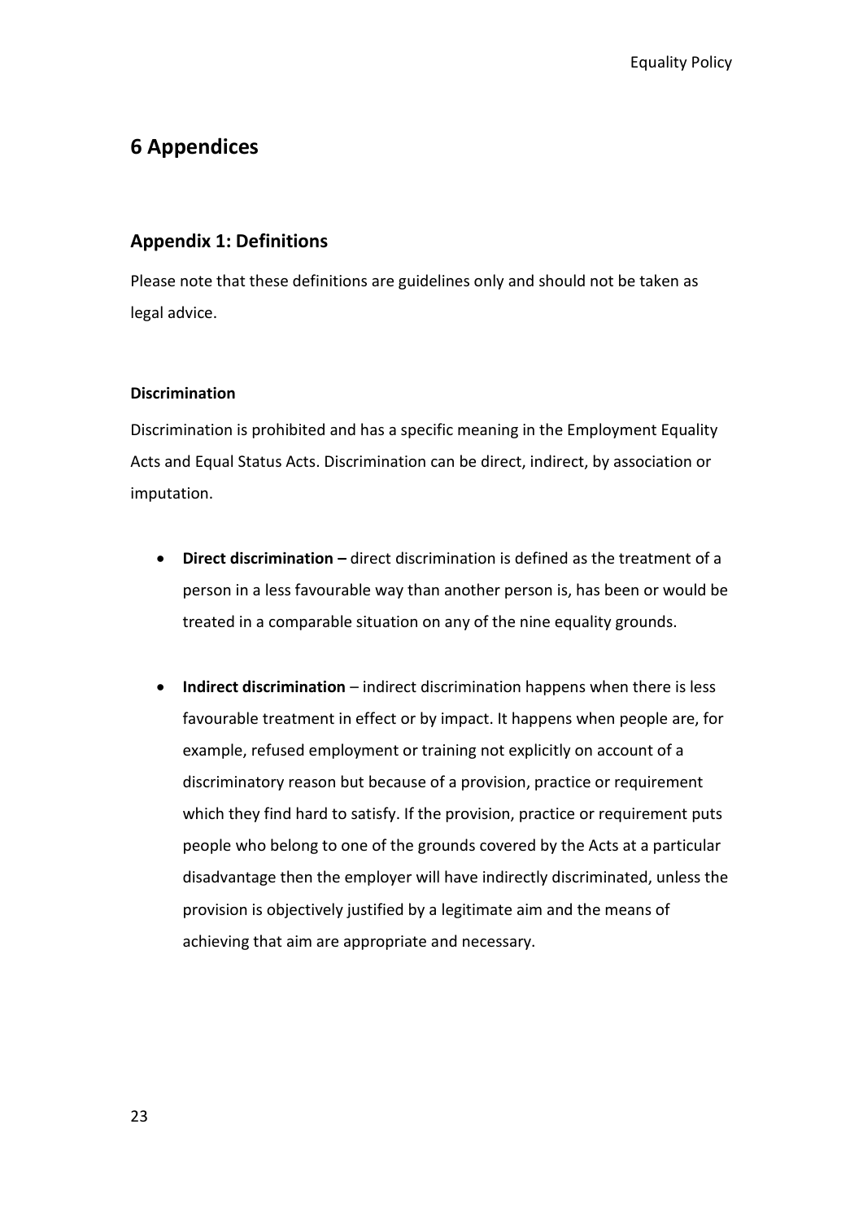# 6 Appendices

## Appendix 1: Definitions

Please note that these definitions are guidelines only and should not be taken as legal advice.

**Discrimination**

Discrimination is prohibited and has a specific meaning in the Employment Equality Acts and Equal Status Acts. Discrimination can be direct, indirect, by association or imputation.

- **Direct discrimination –** direct discrimination is defined as the treatment of a person in a less favourable way than another person is, has been or would be treated in a comparable situation on any of the nine equality grounds.

- **Indirect discrimination** – indirect discrimination happens when there is less favourable treatment in effect or by impact. It happens when people are, for example, refused employment or training not explicitly on account of a discriminatory reason but because of a provision, practice or requirement which they find hard to satisfy. If the provision, practice or requirement puts people who belong to one of the grounds covered by the Acts at a particular disadvantage then the employer will have indirectly discriminated, unless the provision is objectively justified by a legitimate aim and the means of achieving that aim are appropriate and necessary.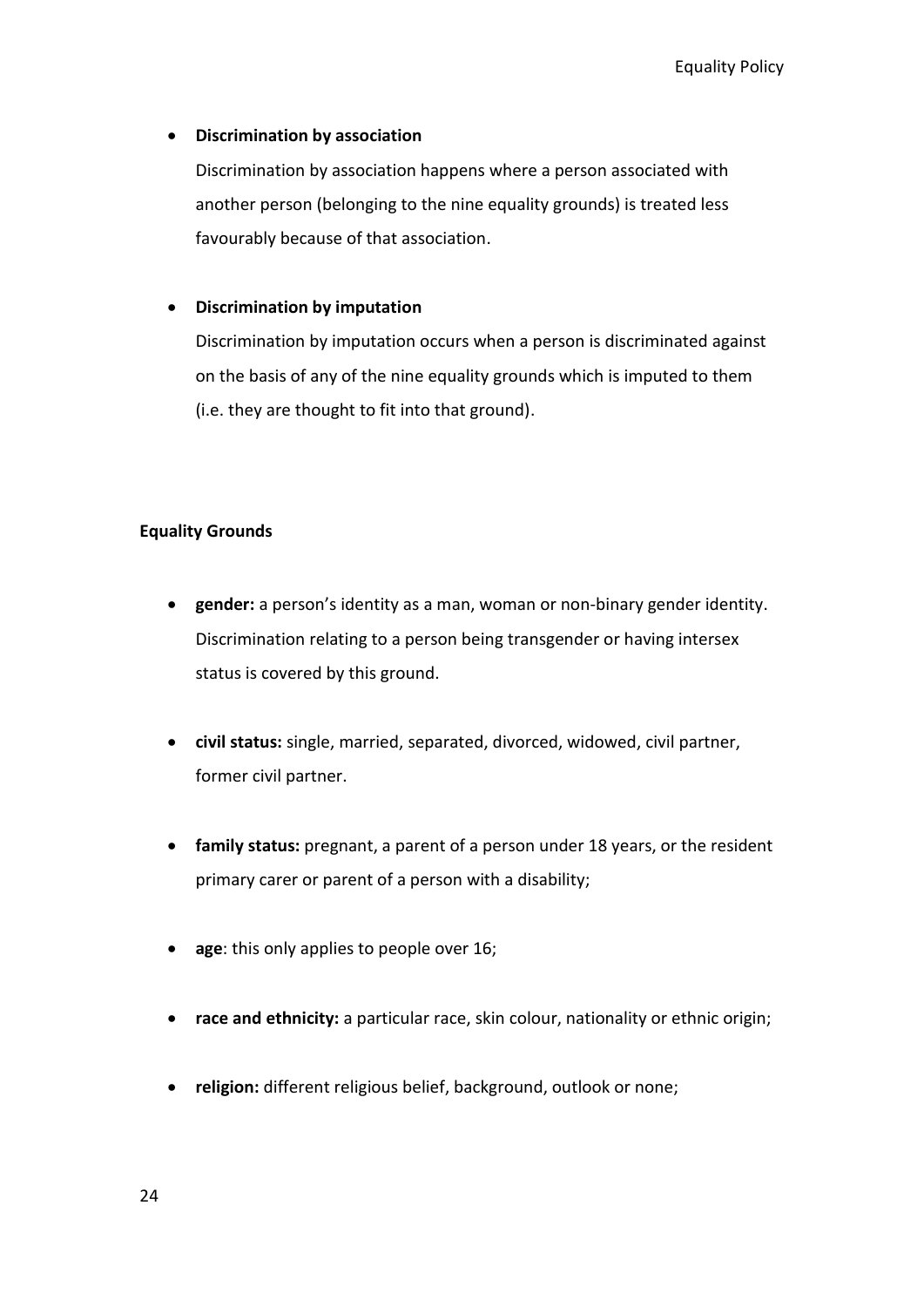- **Discrimination by association**

  Discrimination by association happens where a person associated with another person (belonging to the nine equality grounds) is treated less favourably because of that association.

- **Discrimination by imputation**

  Discrimination by imputation occurs when a person is discriminated against on the basis of any of the nine equality grounds which is imputed to them (i.e. they are thought to fit into that ground).

**Equality Grounds**

- **gender:** a person's identity as a man, woman or non-binary gender identity. Discrimination relating to a person being transgender or having intersex status is covered by this ground.

- **civil status:** single, married, separated, divorced, widowed, civil partner, former civil partner.

- **family status:** pregnant, a parent of a person under 18 years, or the resident primary carer or parent of a person with a disability;

- **age**: this only applies to people over 16;

- **race and ethnicity:** a particular race, skin colour, nationality or ethnic origin;

- **religion:** different religious belief, background, outlook or none;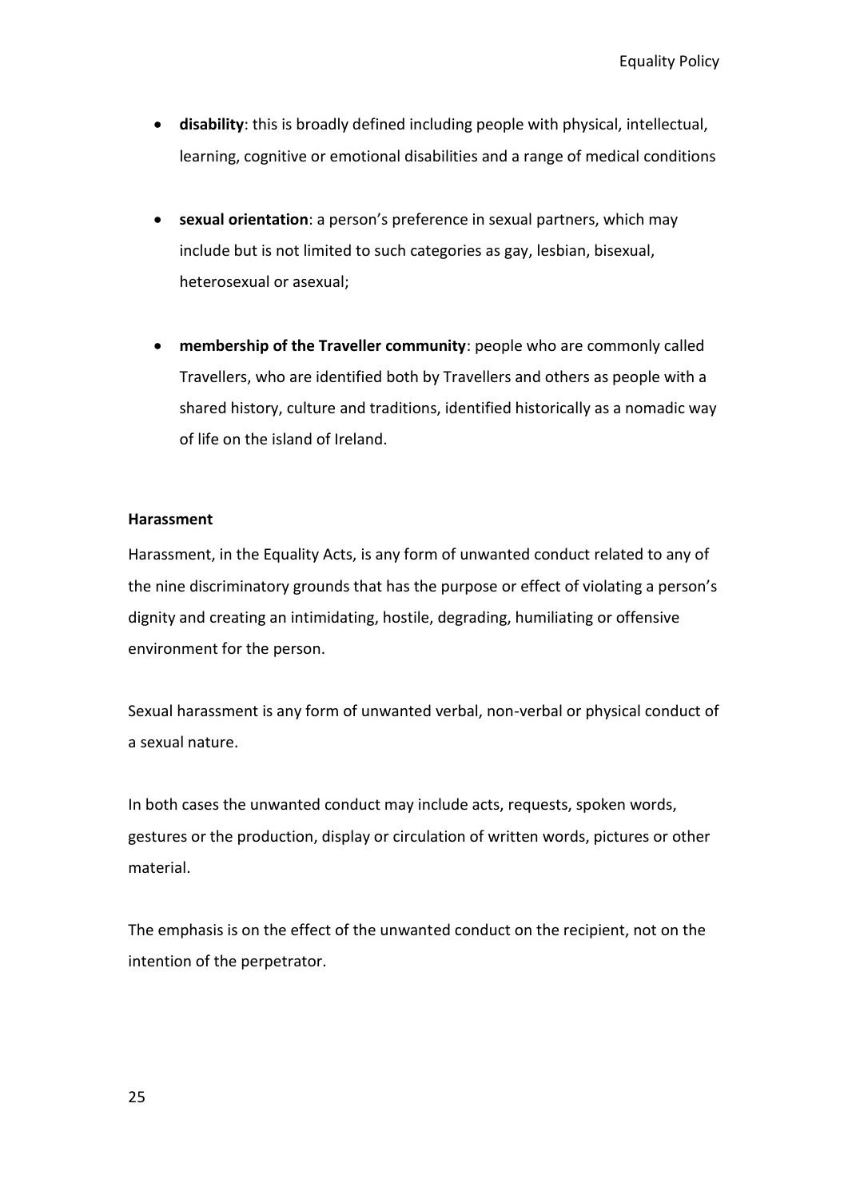- **disability**: this is broadly defined including people with physical, intellectual, learning, cognitive or emotional disabilities and a range of medical conditions

- **sexual orientation**: a person's preference in sexual partners, which may include but is not limited to such categories as gay, lesbian, bisexual, heterosexual or asexual;

- **membership of the Traveller community**: people who are commonly called Travellers, who are identified both by Travellers and others as people with a shared history, culture and traditions, identified historically as a nomadic way of life on the island of Ireland.

**Harassment**

Harassment, in the Equality Acts, is any form of unwanted conduct related to any of the nine discriminatory grounds that has the purpose or effect of violating a person's dignity and creating an intimidating, hostile, degrading, humiliating or offensive environment for the person.

Sexual harassment is any form of unwanted verbal, non-verbal or physical conduct of a sexual nature.

In both cases the unwanted conduct may include acts, requests, spoken words, gestures or the production, display or circulation of written words, pictures or other material.

The emphasis is on the effect of the unwanted conduct on the recipient, not on the intention of the perpetrator.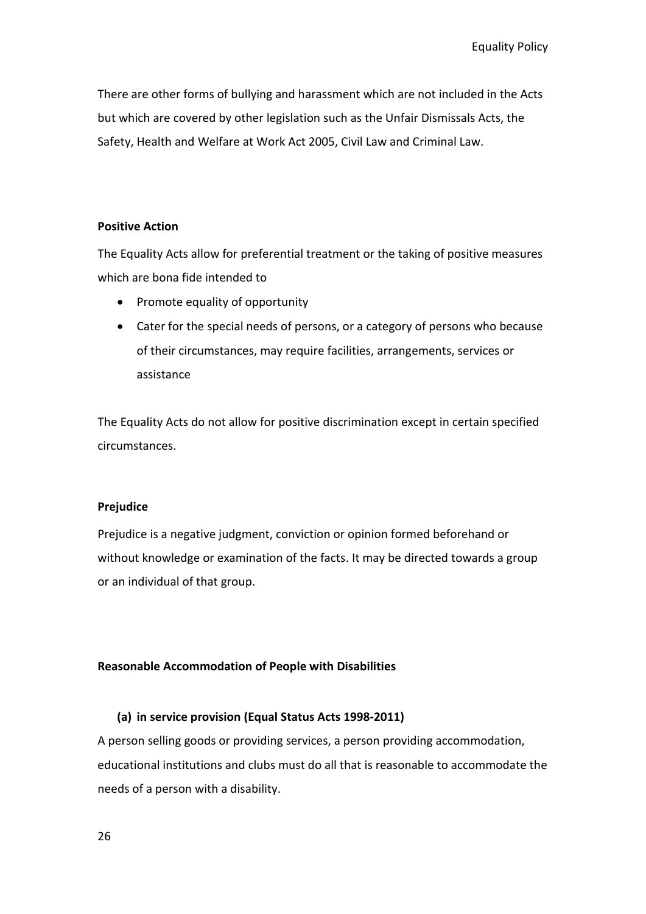There are other forms of bullying and harassment which are not included in the Acts but which are covered by other legislation such as the Unfair Dismissals Acts, the Safety, Health and Welfare at Work Act 2005, Civil Law and Criminal Law.

**Positive Action**

The Equality Acts allow for preferential treatment or the taking of positive measures which are bona fide intended to

- Promote equality of opportunity
- Cater for the special needs of persons, or a category of persons who because of their circumstances, may require facilities, arrangements, services or assistance

The Equality Acts do not allow for positive discrimination except in certain specified circumstances.

**Prejudice**

Prejudice is a negative judgment, conviction or opinion formed beforehand or without knowledge or examination of the facts. It may be directed towards a group or an individual of that group.

**Reasonable Accommodation of People with Disabilities**

**(a) in service provision (Equal Status Acts 1998-2011)**

A person selling goods or providing services, a person providing accommodation, educational institutions and clubs must do all that is reasonable to accommodate the needs of a person with a disability.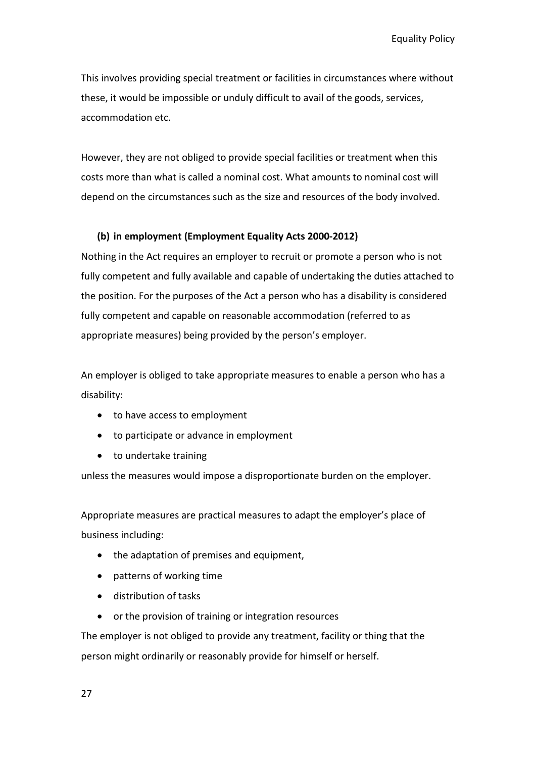This involves providing special treatment or facilities in circumstances where without these, it would be impossible or unduly difficult to avail of the goods, services, accommodation etc.

However, they are not obliged to provide special facilities or treatment when this costs more than what is called a nominal cost. What amounts to nominal cost will depend on the circumstances such as the size and resources of the body involved.

**(b) in employment (Employment Equality Acts 2000-2012)**

Nothing in the Act requires an employer to recruit or promote a person who is not fully competent and fully available and capable of undertaking the duties attached to the position. For the purposes of the Act a person who has a disability is considered fully competent and capable on reasonable accommodation (referred to as appropriate measures) being provided by the person's employer.

An employer is obliged to take appropriate measures to enable a person who has a disability:

- to have access to employment
- to participate or advance in employment
- to undertake training

unless the measures would impose a disproportionate burden on the employer.

Appropriate measures are practical measures to adapt the employer's place of business including:

- the adaptation of premises and equipment,
- patterns of working time
- distribution of tasks
- or the provision of training or integration resources

The employer is not obliged to provide any treatment, facility or thing that the person might ordinarily or reasonably provide for himself or herself.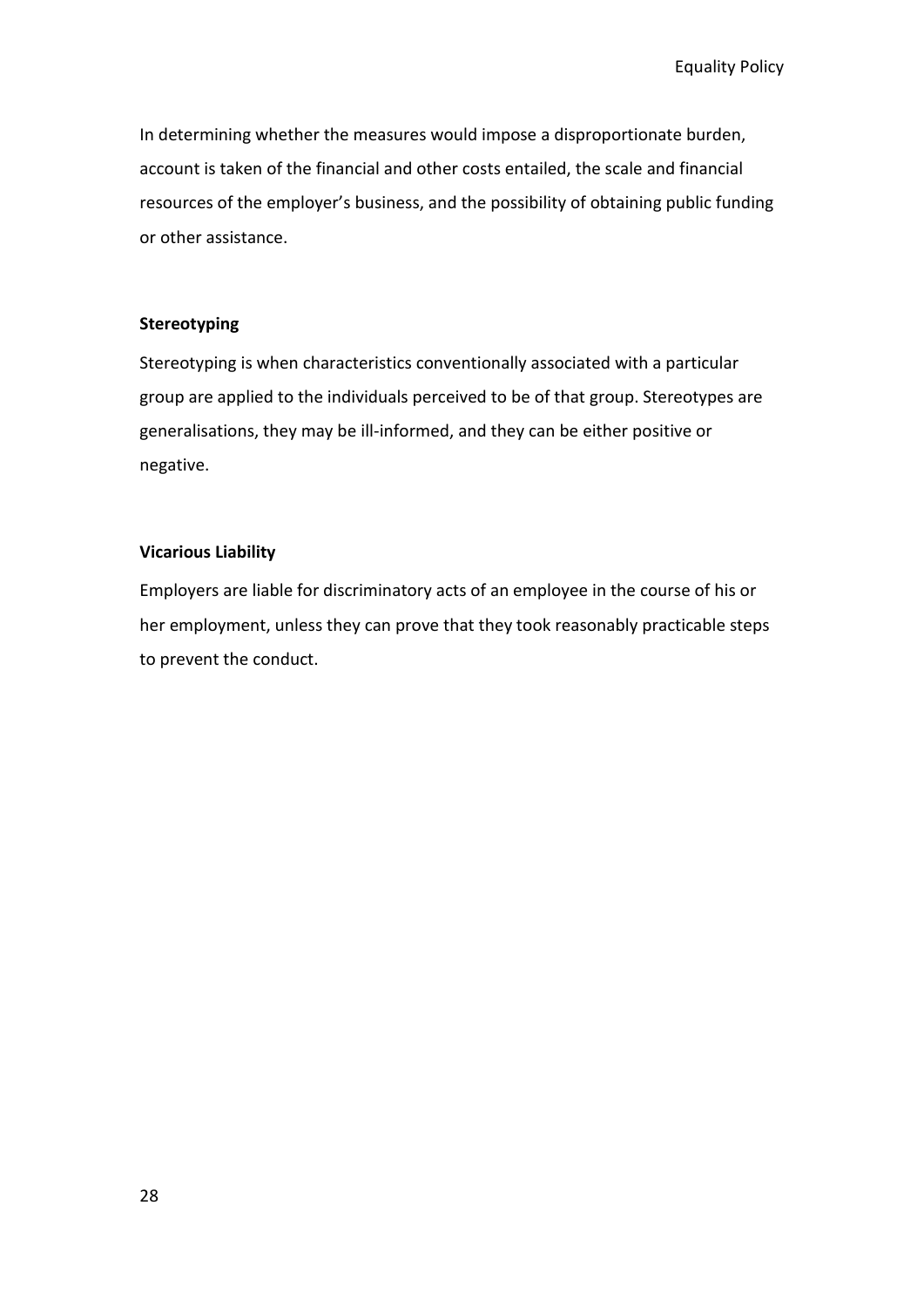In determining whether the measures would impose a disproportionate burden, account is taken of the financial and other costs entailed, the scale and financial resources of the employer's business, and the possibility of obtaining public funding or other assistance.

**Stereotyping**

Stereotyping is when characteristics conventionally associated with a particular group are applied to the individuals perceived to be of that group. Stereotypes are generalisations, they may be ill-informed, and they can be either positive or negative.

**Vicarious Liability**

Employers are liable for discriminatory acts of an employee in the course of his or her employment, unless they can prove that they took reasonably practicable steps to prevent the conduct.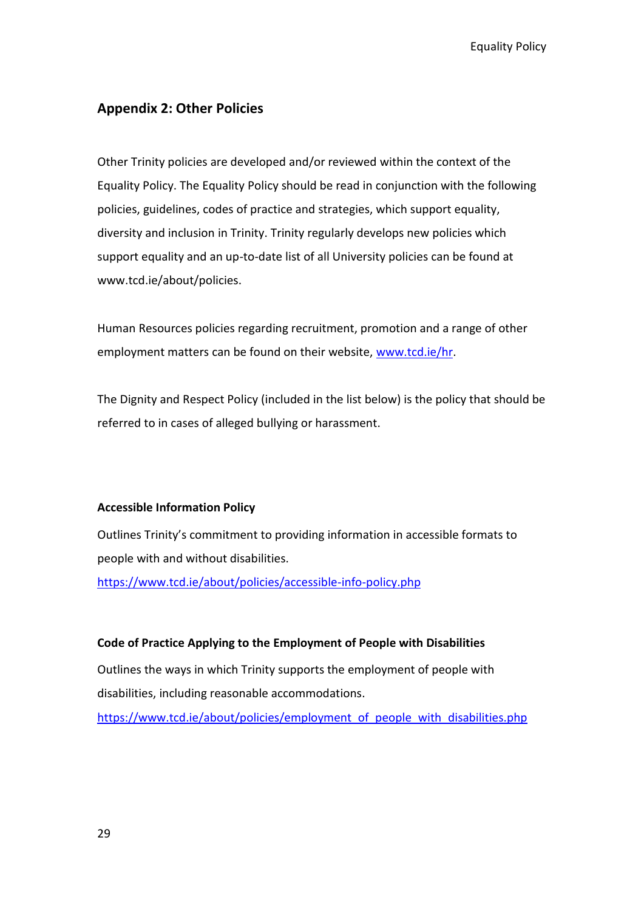## Appendix 2: Other Policies

Other Trinity policies are developed and/or reviewed within the context of the Equality Policy. The Equality Policy should be read in conjunction with the following policies, guidelines, codes of practice and strategies, which support equality, diversity and inclusion in Trinity. Trinity regularly develops new policies which support equality and an up-to-date list of all University policies can be found at www.tcd.ie/about/policies.

Human Resources policies regarding recruitment, promotion and a range of other employment matters can be found on their website, www.tcd.ie/hr.

The Dignity and Respect Policy (included in the list below) is the policy that should be referred to in cases of alleged bullying or harassment.

**Accessible Information Policy**

Outlines Trinity's commitment to providing information in accessible formats to people with and without disabilities.

https://www.tcd.ie/about/policies/accessible-info-policy.php

**Code of Practice Applying to the Employment of People with Disabilities**

Outlines the ways in which Trinity supports the employment of people with disabilities, including reasonable accommodations.

https://www.tcd.ie/about/policies/employment_of_people_with_disabilities.php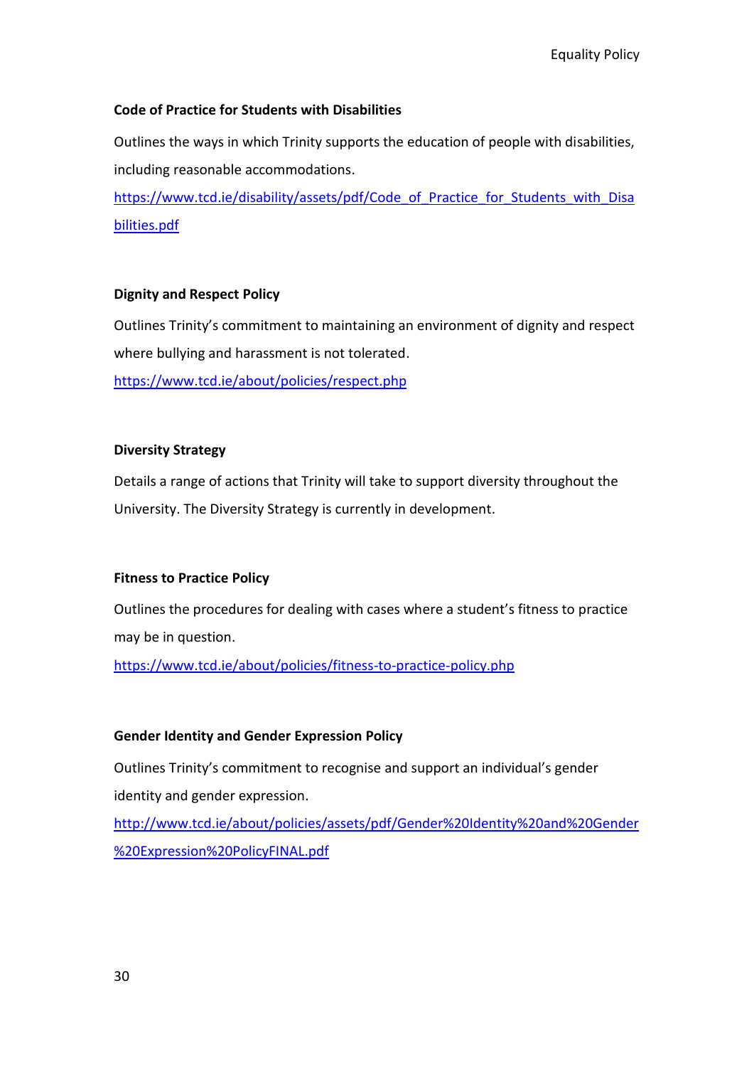**Code of Practice for Students with Disabilities**

Outlines the ways in which Trinity supports the education of people with disabilities, including reasonable accommodations.

https://www.tcd.ie/disability/assets/pdf/Code_of_Practice_for_Students_with_Disabilities.pdf

**Dignity and Respect Policy**

Outlines Trinity's commitment to maintaining an environment of dignity and respect where bullying and harassment is not tolerated.

https://www.tcd.ie/about/policies/respect.php

**Diversity Strategy**

Details a range of actions that Trinity will take to support diversity throughout the University. The Diversity Strategy is currently in development.

**Fitness to Practice Policy**

Outlines the procedures for dealing with cases where a student's fitness to practice may be in question.

https://www.tcd.ie/about/policies/fitness-to-practice-policy.php

**Gender Identity and Gender Expression Policy**

Outlines Trinity's commitment to recognise and support an individual's gender identity and gender expression.

http://www.tcd.ie/about/policies/assets/pdf/Gender%20Identity%20and%20Gender%20Expression%20PolicyFINAL.pdf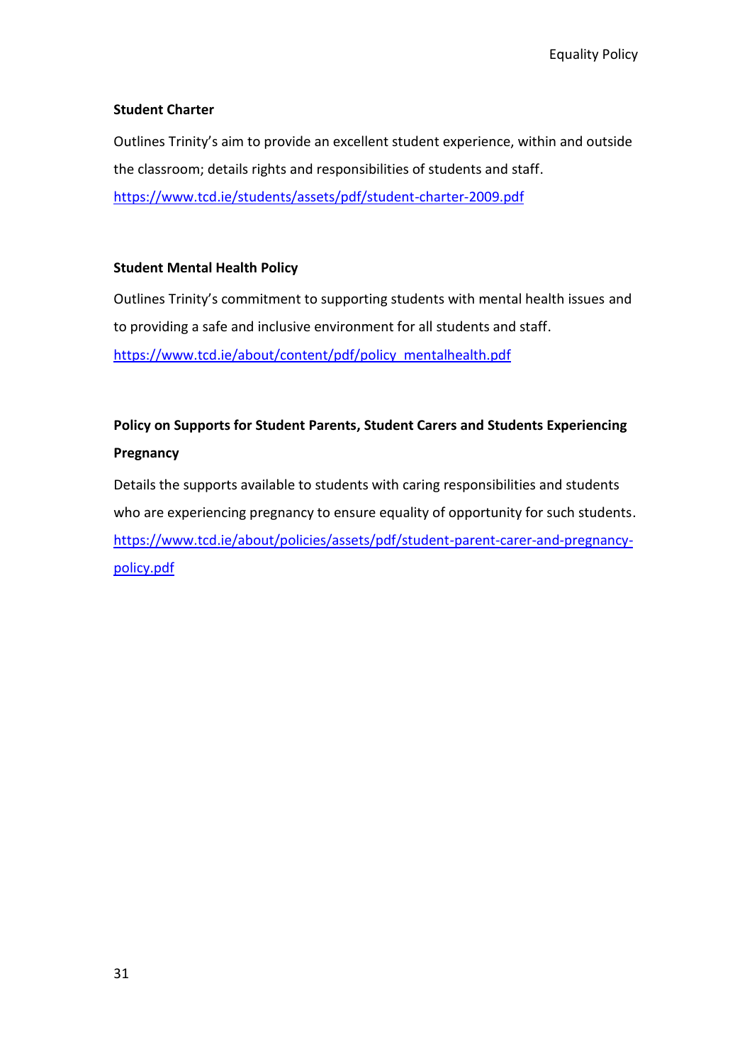**Student Charter**

Outlines Trinity's aim to provide an excellent student experience, within and outside the classroom; details rights and responsibilities of students and staff.
https://www.tcd.ie/students/assets/pdf/student-charter-2009.pdf

**Student Mental Health Policy**

Outlines Trinity's commitment to supporting students with mental health issues and to providing a safe and inclusive environment for all students and staff.
https://www.tcd.ie/about/content/pdf/policy_mentalhealth.pdf

**Policy on Supports for Student Parents, Student Carers and Students Experiencing Pregnancy**

Details the supports available to students with caring responsibilities and students who are experiencing pregnancy to ensure equality of opportunity for such students.
https://www.tcd.ie/about/policies/assets/pdf/student-parent-carer-and-pregnancy-policy.pdf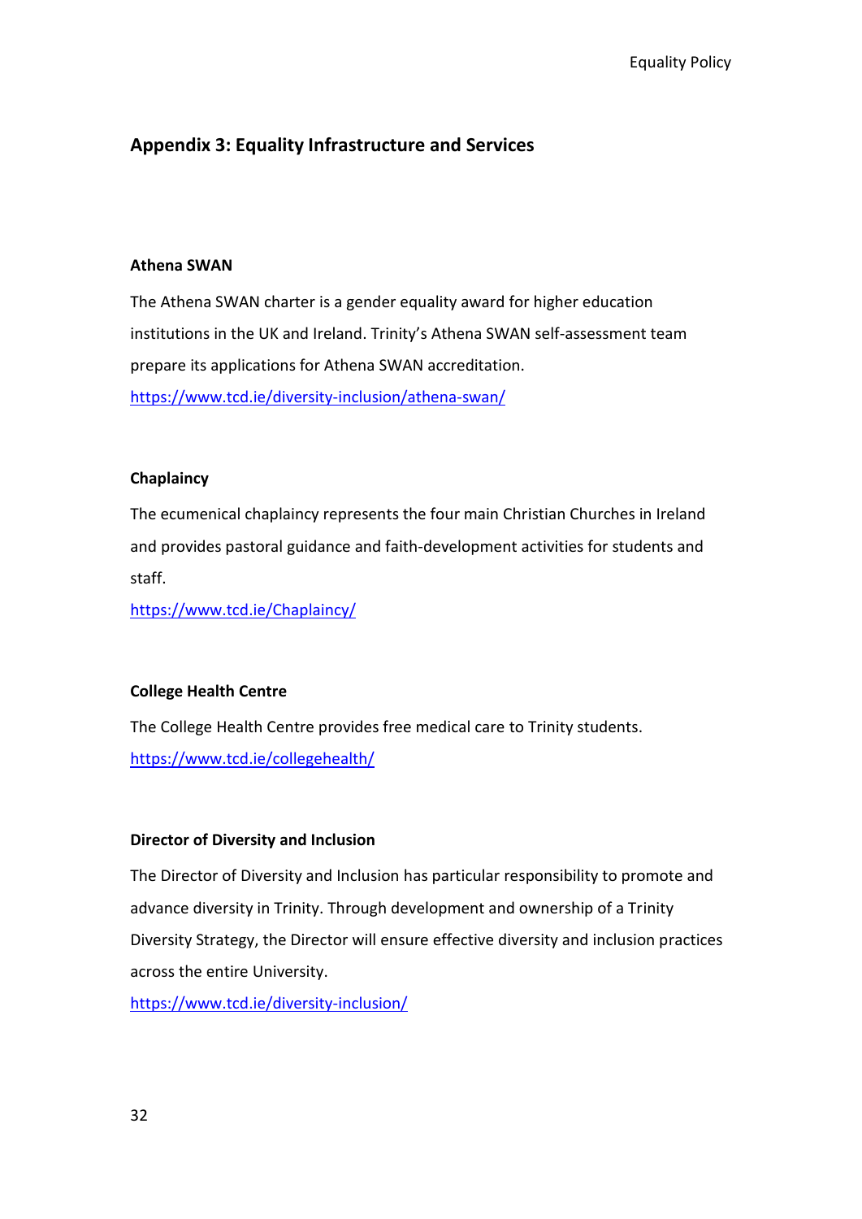## Appendix 3: Equality Infrastructure and Services

### Athena SWAN

The Athena SWAN charter is a gender equality award for higher education institutions in the UK and Ireland. Trinity's Athena SWAN self-assessment team prepare its applications for Athena SWAN accreditation.

https://www.tcd.ie/diversity-inclusion/athena-swan/

### Chaplaincy

The ecumenical chaplaincy represents the four main Christian Churches in Ireland and provides pastoral guidance and faith-development activities for students and staff.

https://www.tcd.ie/Chaplaincy/

### College Health Centre

The College Health Centre provides free medical care to Trinity students.

https://www.tcd.ie/collegehealth/

### Director of Diversity and Inclusion

The Director of Diversity and Inclusion has particular responsibility to promote and advance diversity in Trinity. Through development and ownership of a Trinity Diversity Strategy, the Director will ensure effective diversity and inclusion practices across the entire University.

https://www.tcd.ie/diversity-inclusion/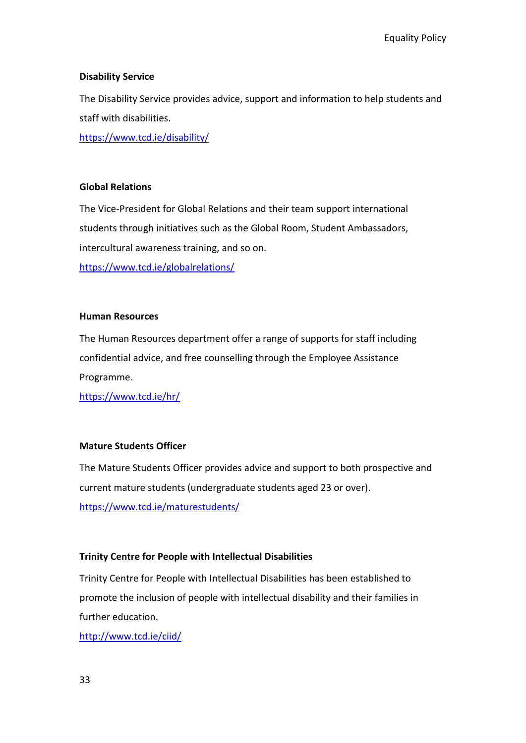**Disability Service**

The Disability Service provides advice, support and information to help students and staff with disabilities.

https://www.tcd.ie/disability/

**Global Relations**

The Vice-President for Global Relations and their team support international students through initiatives such as the Global Room, Student Ambassadors, intercultural awareness training, and so on.

https://www.tcd.ie/globalrelations/

**Human Resources**

The Human Resources department offer a range of supports for staff including confidential advice, and free counselling through the Employee Assistance Programme.

https://www.tcd.ie/hr/

**Mature Students Officer**

The Mature Students Officer provides advice and support to both prospective and current mature students (undergraduate students aged 23 or over).

https://www.tcd.ie/maturestudents/

**Trinity Centre for People with Intellectual Disabilities**

Trinity Centre for People with Intellectual Disabilities has been established to promote the inclusion of people with intellectual disability and their families in further education.

http://www.tcd.ie/ciid/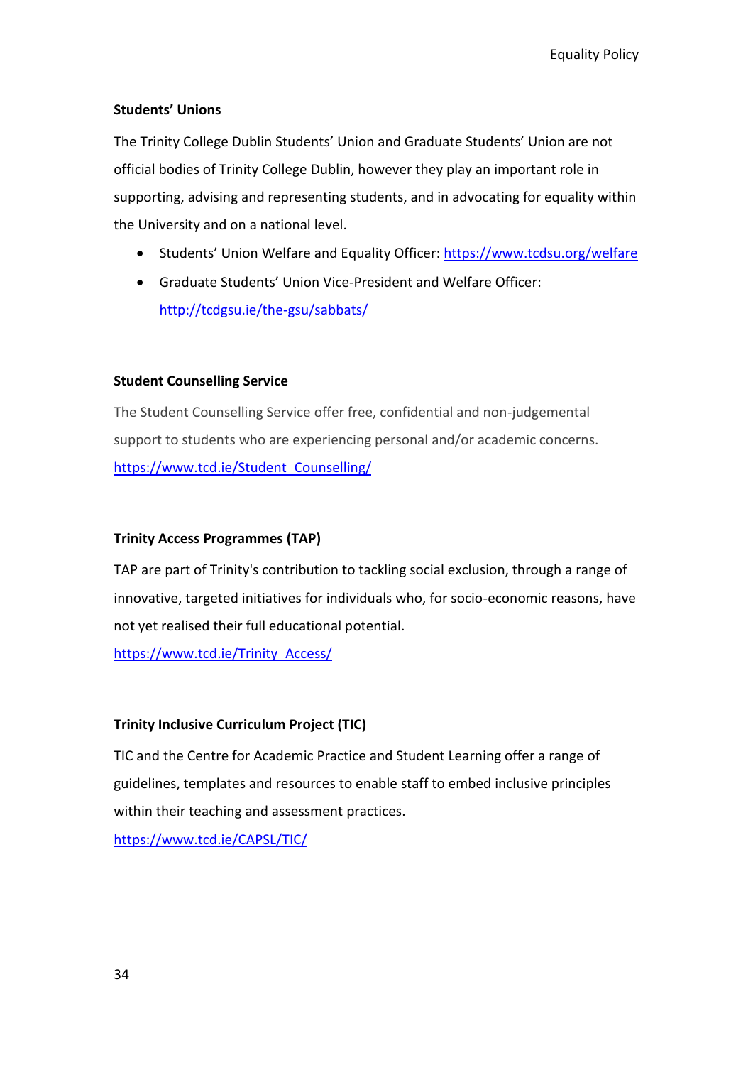**Students' Unions**

The Trinity College Dublin Students' Union and Graduate Students' Union are not official bodies of Trinity College Dublin, however they play an important role in supporting, advising and representing students, and in advocating for equality within the University and on a national level.

- Students' Union Welfare and Equality Officer: https://www.tcdsu.org/welfare
- Graduate Students' Union Vice-President and Welfare Officer: http://tcdgsu.ie/the-gsu/sabbats/

**Student Counselling Service**

The Student Counselling Service offer free, confidential and non-judgemental support to students who are experiencing personal and/or academic concerns.
https://www.tcd.ie/Student_Counselling/

**Trinity Access Programmes (TAP)**

TAP are part of Trinity's contribution to tackling social exclusion, through a range of innovative, targeted initiatives for individuals who, for socio-economic reasons, have not yet realised their full educational potential.
https://www.tcd.ie/Trinity_Access/

**Trinity Inclusive Curriculum Project (TIC)**

TIC and the Centre for Academic Practice and Student Learning offer a range of guidelines, templates and resources to enable staff to embed inclusive principles within their teaching and assessment practices.
https://www.tcd.ie/CAPSL/TIC/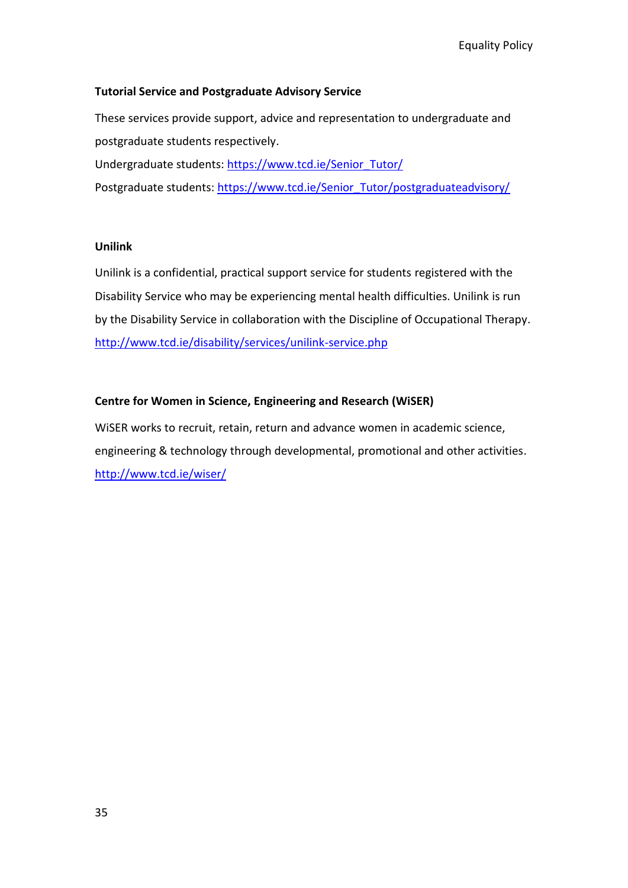**Tutorial Service and Postgraduate Advisory Service**

These services provide support, advice and representation to undergraduate and postgraduate students respectively.

Undergraduate students: https://www.tcd.ie/Senior_Tutor/

Postgraduate students: https://www.tcd.ie/Senior_Tutor/postgraduateadvisory/

**Unilink**

Unilink is a confidential, practical support service for students registered with the Disability Service who may be experiencing mental health difficulties. Unilink is run by the Disability Service in collaboration with the Discipline of Occupational Therapy.

http://www.tcd.ie/disability/services/unilink-service.php

**Centre for Women in Science, Engineering and Research (WiSER)**

WiSER works to recruit, retain, return and advance women in academic science, engineering & technology through developmental, promotional and other activities.

http://www.tcd.ie/wiser/